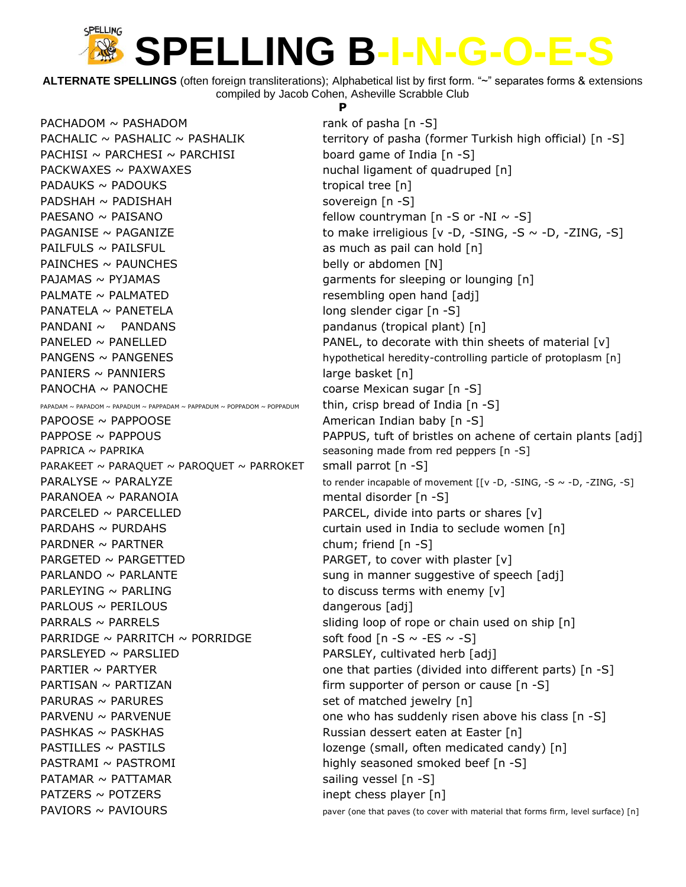# SPELLING B-I-N-G-O-E-S

**ALTERNATE SPELLINGS** (often foreign transliterations); Alphabetical list by first form. "~" separates forms & extensions compiled by Jacob Cohen, Asheville Scrabble Club

## P

| | |
|---|---|
| PACHADOM ~ PASHADOM | rank of pasha [n -S] |
| PACHALIC ~ PASHALIC ~ PASHALIK | territory of pasha (former Turkish high official) [n -S] |
| PACHISI ~ PARCHESI ~ PARCHISI | board game of India [n -S] |
| PACKWAXES ~ PAXWAXES | nuchal ligament of quadruped [n] |
| PADAUKS ~ PADOUKS | tropical tree [n] |
| PADSHAH ~ PADISHAH | sovereign [n -S] |
| PAESANO ~ PAISANO | fellow countryman [n -S or -NI ~ -S] |
| PAGANISE ~ PAGANIZE | to make irreligious [v -D, -SING, -S ~ -D, -ZING, -S] |
| PAILFULS ~ PAILSFUL | as much as pail can hold [n] |
| PAINCHES ~ PAUNCHES | belly or abdomen [N] |
| PAJAMAS ~ PYJAMAS | garments for sleeping or lounging [n] |
| PALMATE ~ PALMATED | resembling open hand [adj] |
| PANATELA ~ PANETELA | long slender cigar [n -S] |
| PANDANI ~ PANDANS | pandanus (tropical plant) [n] |
| PANELED ~ PANELLED | PANEL, to decorate with thin sheets of material [v] |
| PANGENS ~ PANGENES | hypothetical heredity-controlling particle of protoplasm [n] |
| PANIERS ~ PANNIERS | large basket [n] |
| PANOCHA ~ PANOCHE | coarse Mexican sugar [n -S] |
| PAPADAM ~ PAPADOM ~ PAPADUM ~ PAPPADAM ~ PAPPADUM ~ POPPADOM ~ POPPADUM | thin, crisp bread of India [n -S] |
| PAPOOSE ~ PAPPOOSE | American Indian baby [n -S] |
| PAPPOSE ~ PAPPOUS | PAPPUS, tuft of bristles on achene of certain plants [adj] |
| PAPRICA ~ PAPRIKA | seasoning made from red peppers [n -S] |
| PARAKEET ~ PARAQUET ~ PAROQUET ~ PARROKET | small parrot [n -S] |
| PARALYSE ~ PARALYZE | to render incapable of movement [[v -D, -SING, -S ~ -D, -ZING, -S] |
| PARANOEA ~ PARANOIA | mental disorder [n -S] |
| PARCELED ~ PARCELLED | PARCEL, divide into parts or shares [v] |
| PARDAHS ~ PURDAHS | curtain used in India to seclude women [n] |
| PARDNER ~ PARTNER | chum; friend [n -S] |
| PARGETED ~ PARGETTED | PARGET, to cover with plaster [v] |
| PARLANDO ~ PARLANTE | sung in manner suggestive of speech [adj] |
| PARLEYING ~ PARLING | to discuss terms with enemy [v] |
| PARLOUS ~ PERILOUS | dangerous [adj] |
| PARRALS ~ PARRELS | sliding loop of rope or chain used on ship [n] |
| PARRIDGE ~ PARRITCH ~ PORRIDGE | soft food [n -S ~ -ES ~ -S] |
| PARSLEYED ~ PARSLIED | PARSLEY, cultivated herb [adj] |
| PARTIER ~ PARTYER | one that parties (divided into different parts) [n -S] |
| PARTISAN ~ PARTIZAN | firm supporter of person or cause [n -S] |
| PARURAS ~ PARURES | set of matched jewelry [n] |
| PARVENU ~ PARVENUE | one who has suddenly risen above his class [n -S] |
| PASHKAS ~ PASKHAS | Russian dessert eaten at Easter [n] |
| PASTILLES ~ PASTILS | lozenge (small, often medicated candy) [n] |
| PASTRAMI ~ PASTROMI | highly seasoned smoked beef [n -S] |
| PATAMAR ~ PATTAMAR | sailing vessel [n -S] |
| PATZERS ~ POTZERS | inept chess player [n] |
| PAVIORS ~ PAVIOURS | paver (one that paves (to cover with material that forms firm, level surface) [n] |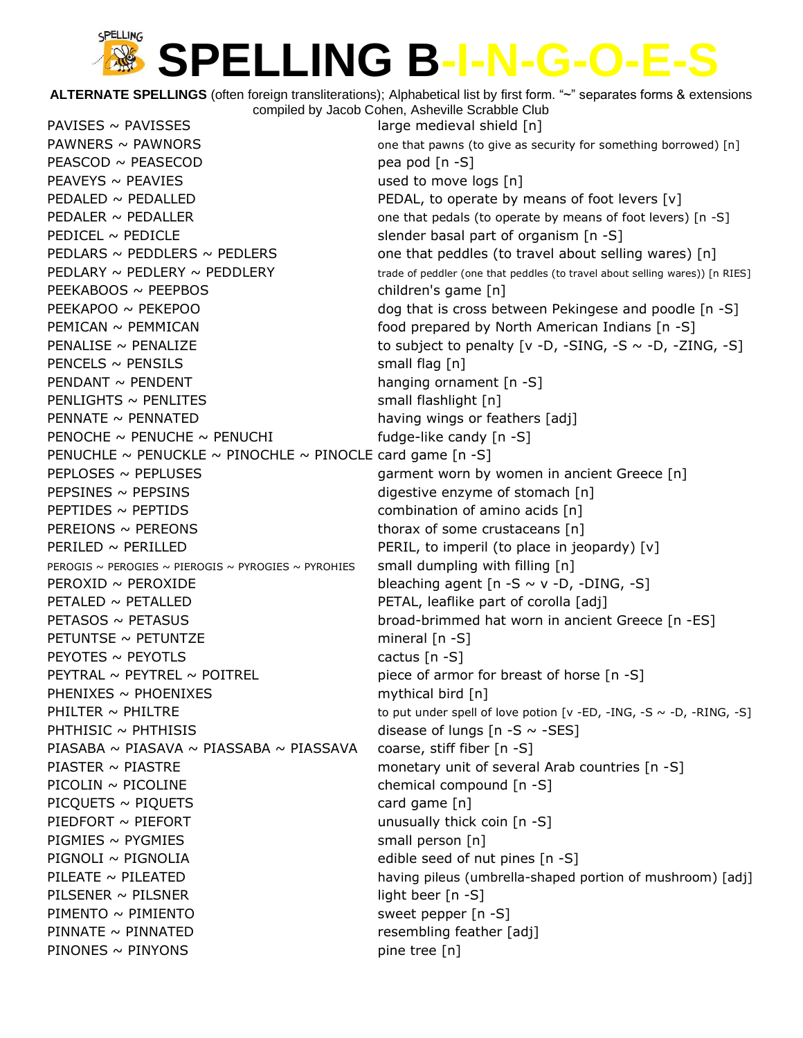# SPELLING B-I-N-G-O-E-S

**ALTERNATE SPELLINGS** (often foreign transliterations); Alphabetical list by first form. "~" separates forms & extensions
compiled by Jacob Cohen, Asheville Scrabble Club

| Word forms | Definition |
|---|---|
| PAVISES ~ PAVISSES | large medieval shield [n] |
| PAWNERS ~ PAWNORS | one that pawns (to give as security for something borrowed) [n] |
| PEASCOD ~ PEASECOD | pea pod [n -S] |
| PEAVEYS ~ PEAVIES | used to move logs [n] |
| PEDALED ~ PEDALLED | PEDAL, to operate by means of foot levers [v] |
| PEDALER ~ PEDALLER | one that pedals (to operate by means of foot levers) [n -S] |
| PEDICEL ~ PEDICLE | slender basal part of organism [n -S] |
| PEDLARS ~ PEDDLERS ~ PEDLERS | one that peddles (to travel about selling wares) [n] |
| PEDLARY ~ PEDLERY ~ PEDDLERY | trade of peddler (one that peddles (to travel about selling wares)) [n RIES] |
| PEEKABOOS ~ PEEPBOS | children's game [n] |
| PEEKAPOO ~ PEKEPOO | dog that is cross between Pekingese and poodle [n -S] |
| PEMICAN ~ PEMMICAN | food prepared by North American Indians [n -S] |
| PENALISE ~ PENALIZE | to subject to penalty [v -D, -SING, -S ~ -D, -ZING, -S] |
| PENCELS ~ PENSILS | small flag [n] |
| PENDANT ~ PENDENT | hanging ornament [n -S] |
| PENLIGHTS ~ PENLITES | small flashlight [n] |
| PENNATE ~ PENNATED | having wings or feathers [adj] |
| PENOCHE ~ PENUCHE ~ PENUCHI | fudge-like candy [n -S] |
| PENUCHLE ~ PENUCKLE ~ PINOCHLE ~ PINOCLE | card game [n -S] |
| PEPLOSES ~ PEPLUSES | garment worn by women in ancient Greece [n] |
| PEPSINES ~ PEPSINS | digestive enzyme of stomach [n] |
| PEPTIDES ~ PEPTIDS | combination of amino acids [n] |
| PEREIONS ~ PEREONS | thorax of some crustaceans [n] |
| PERILED ~ PERILLED | PERIL, to imperil (to place in jeopardy) [v] |
| PEROGIS ~ PEROGIES ~ PIEROGIS ~ PYROGIES ~ PYROHIES | small dumpling with filling [n] |
| PEROXID ~ PEROXIDE | bleaching agent [n -S ~ v -D, -DING, -S] |
| PETALED ~ PETALLED | PETAL, leaflike part of corolla [adj] |
| PETASOS ~ PETASUS | broad-brimmed hat worn in ancient Greece [n -ES] |
| PETUNTSE ~ PETUNTZE | mineral [n -S] |
| PEYOTES ~ PEYOTLS | cactus [n -S] |
| PEYTRAL ~ PEYTREL ~ POITREL | piece of armor for breast of horse [n -S] |
| PHENIXES ~ PHOENIXES | mythical bird [n] |
| PHILTER ~ PHILTRE | to put under spell of love potion [v -ED, -ING, -S ~ -D, -RING, -S] |
| PHTHISIC ~ PHTHISIS | disease of lungs [n -S ~ -SES] |
| PIASABA ~ PIASAVA ~ PIASSABA ~ PIASSAVA | coarse, stiff fiber [n -S] |
| PIASTER ~ PIASTRE | monetary unit of several Arab countries [n -S] |
| PICOLIN ~ PICOLINE | chemical compound [n -S] |
| PICQUETS ~ PIQUETS | card game [n] |
| PIEDFORT ~ PIEFORT | unusually thick coin [n -S] |
| PIGMIES ~ PYGMIES | small person [n] |
| PIGNOLI ~ PIGNOLIA | edible seed of nut pines [n -S] |
| PILEATE ~ PILEATED | having pileus (umbrella-shaped portion of mushroom) [adj] |
| PILSENER ~ PILSNER | light beer [n -S] |
| PIMENTO ~ PIMIENTO | sweet pepper [n -S] |
| PINNATE ~ PINNATED | resembling feather [adj] |
| PINONES ~ PINYONS | pine tree [n] |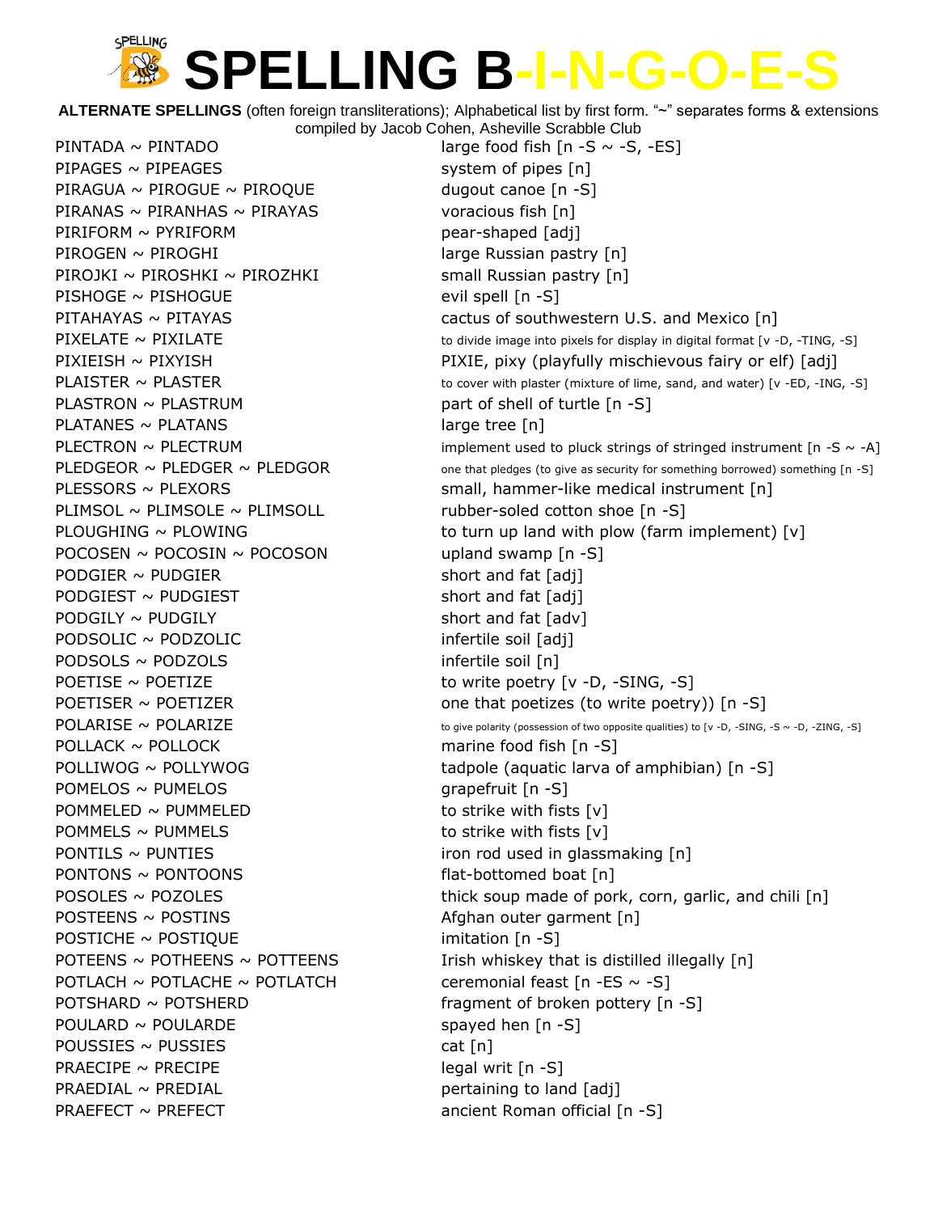# SPELLING B-I-N-G-O-E-S

**ALTERNATE SPELLINGS** (often foreign transliterations); Alphabetical list by first form. "~" separates forms & extensions
compiled by Jacob Cohen, Asheville Scrabble Club

| Forms | Definition |
|---|---|
| PINTADA ~ PINTADO | large food fish [n -S ~ -S, -ES] |
| PIPAGES ~ PIPEAGES | system of pipes [n] |
| PIRAGUA ~ PIROGUE ~ PIROQUE | dugout canoe [n -S] |
| PIRANAS ~ PIRANHAS ~ PIRAYAS | voracious fish [n] |
| PIRIFORM ~ PYRIFORM | pear-shaped [adj] |
| PIROGEN ~ PIROGHI | large Russian pastry [n] |
| PIROJKI ~ PIROSHKI ~ PIROZHKI | small Russian pastry [n] |
| PISHOGE ~ PISHOGUE | evil spell [n -S] |
| PITAHAYAS ~ PITAYAS | cactus of southwestern U.S. and Mexico [n] |
| PIXELATE ~ PIXILATE | to divide image into pixels for display in digital format [v -D, -TING, -S] |
| PIXIEISH ~ PIXYISH | PIXIE, pixy (playfully mischievous fairy or elf) [adj] |
| PLAISTER ~ PLASTER | to cover with plaster (mixture of lime, sand, and water) [v -ED, -ING, -S] |
| PLASTRON ~ PLASTRUM | part of shell of turtle [n -S] |
| PLATANES ~ PLATANS | large tree [n] |
| PLECTRON ~ PLECTRUM | implement used to pluck strings of stringed instrument [n -S ~ -A] |
| PLEDGEOR ~ PLEDGER ~ PLEDGOR | one that pledges (to give as security for something borrowed) something [n -S] |
| PLESSORS ~ PLEXORS | small, hammer-like medical instrument [n] |
| PLIMSOL ~ PLIMSOLE ~ PLIMSOLL | rubber-soled cotton shoe [n -S] |
| PLOUGHING ~ PLOWING | to turn up land with plow (farm implement) [v] |
| POCOSEN ~ POCOSIN ~ POCOSON | upland swamp [n -S] |
| PODGIER ~ PUDGIER | short and fat [adj] |
| PODGIEST ~ PUDGIEST | short and fat [adj] |
| PODGILY ~ PUDGILY | short and fat [adv] |
| PODSOLIC ~ PODZOLIC | infertile soil [adj] |
| PODSOLS ~ PODZOLS | infertile soil [n] |
| POETISE ~ POETIZE | to write poetry [v -D, -SING, -S] |
| POETISER ~ POETIZER | one that poetizes (to write poetry)) [n -S] |
| POLARISE ~ POLARIZE | to give polarity (possession of two opposite qualities) to [v -D, -SING, -S ~ -D, -ZING, -S] |
| POLLACK ~ POLLOCK | marine food fish [n -S] |
| POLLIWOG ~ POLLYWOG | tadpole (aquatic larva of amphibian) [n -S] |
| POMELOS ~ PUMELOS | grapefruit [n -S] |
| POMMELED ~ PUMMELED | to strike with fists [v] |
| POMMELS ~ PUMMELS | to strike with fists [v] |
| PONTILS ~ PUNTIES | iron rod used in glassmaking [n] |
| PONTONS ~ PONTOONS | flat-bottomed boat [n] |
| POSOLES ~ POZOLES | thick soup made of pork, corn, garlic, and chili [n] |
| POSTEENS ~ POSTINS | Afghan outer garment [n] |
| POSTICHE ~ POSTIQUE | imitation [n -S] |
| POTEENS ~ POTHEENS ~ POTTEENS | Irish whiskey that is distilled illegally [n] |
| POTLACH ~ POTLACHE ~ POTLATCH | ceremonial feast [n -ES ~ -S] |
| POTSHARD ~ POTSHERD | fragment of broken pottery [n -S] |
| POULARD ~ POULARDE | spayed hen [n -S] |
| POUSSIES ~ PUSSIES | cat [n] |
| PRAECIPE ~ PRECIPE | legal writ [n -S] |
| PRAEDIAL ~ PREDIAL | pertaining to land [adj] |
| PRAEFECT ~ PREFECT | ancient Roman official [n -S] |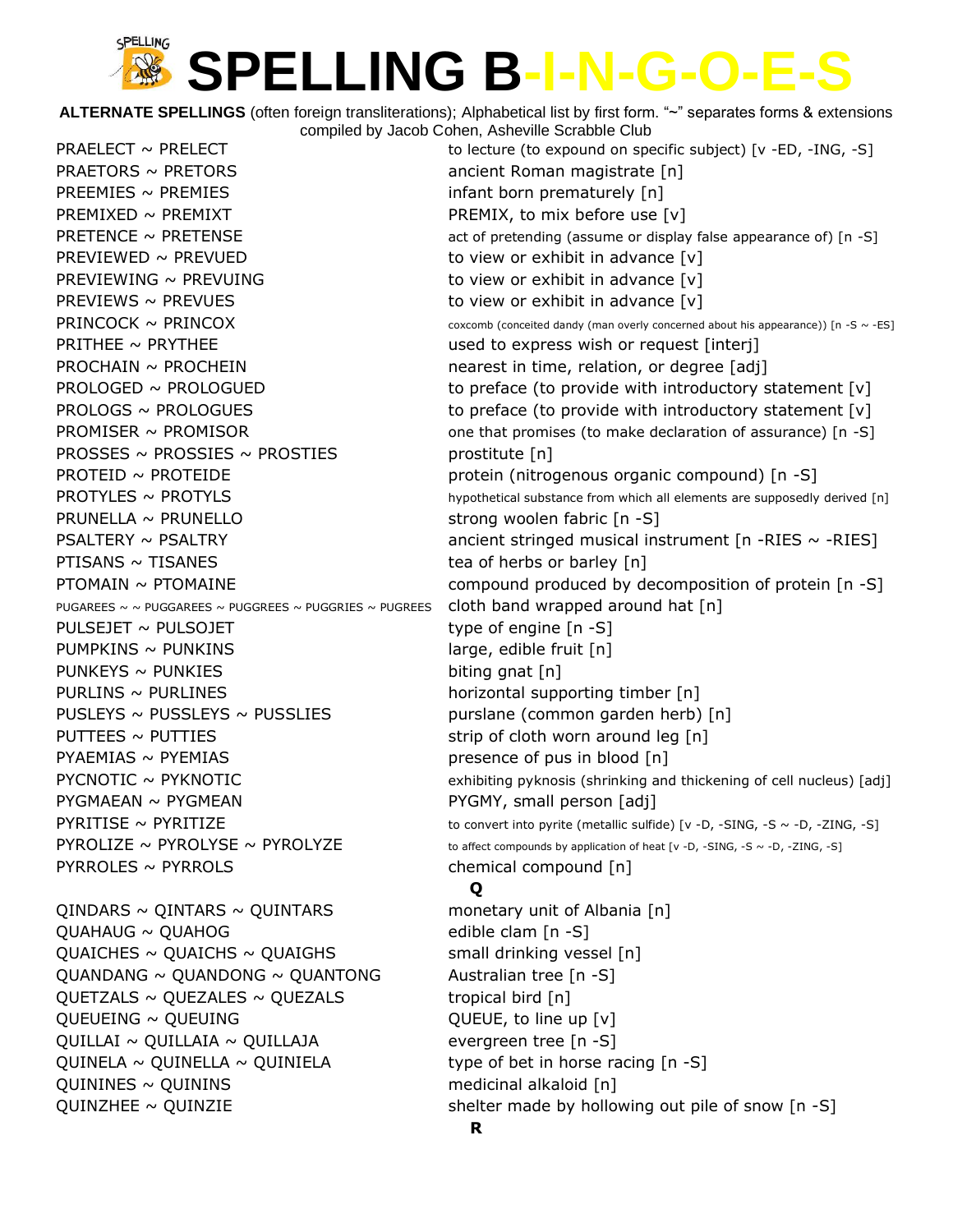# SPELLING B-I-N-G-O-E-S

**ALTERNATE SPELLINGS** (often foreign transliterations); Alphabetical list by first form. "~" separates forms & extensions
compiled by Jacob Cohen, Asheville Scrabble Club

| | |
|---|---|
| PRAELECT ~ PRELECT | to lecture (to expound on specific subject) [v -ED, -ING, -S] |
| PRAETORS ~ PRETORS | ancient Roman magistrate [n] |
| PREEMIES ~ PREMIES | infant born prematurely [n] |
| PREMIXED ~ PREMIXT | PREMIX, to mix before use [v] |
| PRETENCE ~ PRETENSE | act of pretending (assume or display false appearance of) [n -S] |
| PREVIEWED ~ PREVUED | to view or exhibit in advance [v] |
| PREVIEWING ~ PREVUING | to view or exhibit in advance [v] |
| PREVIEWS ~ PREVUES | to view or exhibit in advance [v] |
| PRINCOCK ~ PRINCOX | coxcomb (conceited dandy (man overly concerned about his appearance)) [n -S ~ -ES] |
| PRITHEE ~ PRYTHEE | used to express wish or request [interj] |
| PROCHAIN ~ PROCHEIN | nearest in time, relation, or degree [adj] |
| PROLOGED ~ PROLOGUED | to preface (to provide with introductory statement [v] |
| PROLOGS ~ PROLOGUES | to preface (to provide with introductory statement [v] |
| PROMISER ~ PROMISOR | one that promises (to make declaration of assurance) [n -S] |
| PROSSES ~ PROSSIES ~ PROSTIES | prostitute [n] |
| PROTEID ~ PROTEIDE | protein (nitrogenous organic compound) [n -S] |
| PROTYLES ~ PROTYLS | hypothetical substance from which all elements are supposedly derived [n] |
| PRUNELLA ~ PRUNELLO | strong woolen fabric [n -S] |
| PSALTERY ~ PSALTRY | ancient stringed musical instrument [n -RIES ~ -RIES] |
| PTISANS ~ TISANES | tea of herbs or barley [n] |
| PTOMAIN ~ PTOMAINE | compound produced by decomposition of protein [n -S] |
| PUGAREES ~ ~ PUGGAREES ~ PUGGREES ~ PUGGRIES ~ PUGREES | cloth band wrapped around hat [n] |
| PULSEJET ~ PULSOJET | type of engine [n -S] |
| PUMPKINS ~ PUNKINS | large, edible fruit [n] |
| PUNKEYS ~ PUNKIES | biting gnat [n] |
| PURLINS ~ PURLINES | horizontal supporting timber [n] |
| PUSLEYS ~ PUSSLEYS ~ PUSSLIES | purslane (common garden herb) [n] |
| PUTTEES ~ PUTTIES | strip of cloth worn around leg [n] |
| PYAEMIAS ~ PYEMIAS | presence of pus in blood [n] |
| PYCNOTIC ~ PYKNOTIC | exhibiting pyknosis (shrinking and thickening of cell nucleus) [adj] |
| PYGMAEAN ~ PYGMEAN | PYGMY, small person [adj] |
| PYRITISE ~ PYRITIZE | to convert into pyrite (metallic sulfide) [v -D, -SING, -S ~ -D, -ZING, -S] |
| PYROLIZE ~ PYROLYSE ~ PYROLYZE | to affect compounds by application of heat [v -D, -SING, -S ~ -D, -ZING, -S] |
| PYRROLES ~ PYRROLS | chemical compound [n] |

**Q**

| | |
|---|---|
| QINDARS ~ QINTARS ~ QUINTARS | monetary unit of Albania [n] |
| QUAHAUG ~ QUAHOG | edible clam [n -S] |
| QUAICHES ~ QUAICHS ~ QUAIGHS | small drinking vessel [n] |
| QUANDANG ~ QUANDONG ~ QUANTONG | Australian tree [n -S] |
| QUETZALS ~ QUEZALES ~ QUEZALS | tropical bird [n] |
| QUEUEING ~ QUEUING | QUEUE, to line up [v] |
| QUILLAI ~ QUILLAIA ~ QUILLAJA | evergreen tree [n -S] |
| QUINELA ~ QUINELLA ~ QUINIELA | type of bet in horse racing [n -S] |
| QUININES ~ QUININS | medicinal alkaloid [n] |
| QUINZHEE ~ QUINZIE | shelter made by hollowing out pile of snow [n -S] |

**R**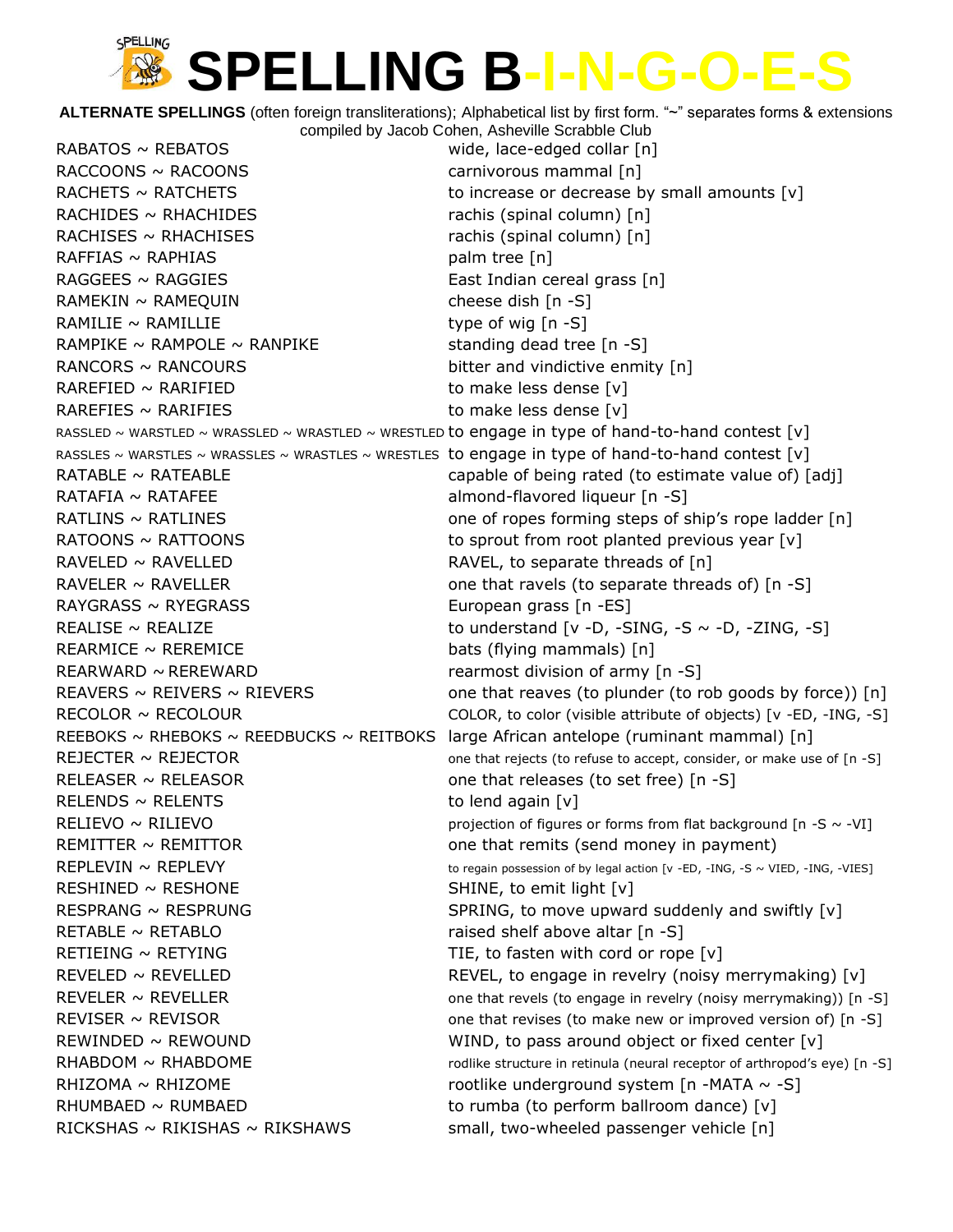# SPELLING B-I-N-G-O-E-S

**ALTERNATE SPELLINGS** (often foreign transliterations); Alphabetical list by first form. "~" separates forms & extensions
compiled by Jacob Cohen, Asheville Scrabble Club

| | |
|---|---|
| RABATOS ~ REBATOS | wide, lace-edged collar [n] |
| RACCOONS ~ RACOONS | carnivorous mammal [n] |
| RACHETS ~ RATCHETS | to increase or decrease by small amounts [v] |
| RACHIDES ~ RHACHIDES | rachis (spinal column) [n] |
| RACHISES ~ RHACHISES | rachis (spinal column) [n] |
| RAFFIAS ~ RAPHIAS | palm tree [n] |
| RAGGEES ~ RAGGIES | East Indian cereal grass [n] |
| RAMEKIN ~ RAMEQUIN | cheese dish [n -S] |
| RAMILIE ~ RAMILLIE | type of wig [n -S] |
| RAMPIKE ~ RAMPOLE ~ RANPIKE | standing dead tree [n -S] |
| RANCORS ~ RANCOURS | bitter and vindictive enmity [n] |
| RAREFIED ~ RARIFIED | to make less dense [v] |
| RAREFIES ~ RARIFIES | to make less dense [v] |
| RASSLED ~ WARSTLED ~ WRASSLED ~ WRASTLED ~ WRESTLED | to engage in type of hand-to-hand contest [v] |
| RASSLES ~ WARSTLES ~ WRASSLES ~ WRASTLES ~ WRESTLES | to engage in type of hand-to-hand contest [v] |
| RATABLE ~ RATEABLE | capable of being rated (to estimate value of) [adj] |
| RATAFIA ~ RATAFEE | almond-flavored liqueur [n -S] |
| RATLINS ~ RATLINES | one of ropes forming steps of ship's rope ladder [n] |
| RATOONS ~ RATTOONS | to sprout from root planted previous year [v] |
| RAVELED ~ RAVELLED | RAVEL, to separate threads of [n] |
| RAVELER ~ RAVELLER | one that ravels (to separate threads of) [n -S] |
| RAYGRASS ~ RYEGRASS | European grass [n -ES] |
| REALISE ~ REALIZE | to understand [v -D, -SING, -S ~ -D, -ZING, -S] |
| REARMICE ~ REREMICE | bats (flying mammals) [n] |
| REARWARD ~ REREWARD | rearmost division of army [n -S] |
| REAVERS ~ REIVERS ~ RIEVERS | one that reaves (to plunder (to rob goods by force)) [n] |
| RECOLOR ~ RECOLOUR | COLOR, to color (visible attribute of objects) [v -ED, -ING, -S] |
| REEBOKS ~ RHEBOKS ~ REEDBUCKS ~ REITBOKS | large African antelope (ruminant mammal) [n] |
| REJECTER ~ REJECTOR | one that rejects (to refuse to accept, consider, or make use of [n -S] |
| RELEASER ~ RELEASOR | one that releases (to set free) [n -S] |
| RELENDS ~ RELENTS | to lend again [v] |
| RELIEVO ~ RILIEVO | projection of figures or forms from flat background [n -S ~ -VI] |
| REMITTER ~ REMITTOR | one that remits (send money in payment) |
| REPLEVIN ~ REPLEVY | to regain possession of by legal action [v -ED, -ING, -S ~ VIED, -ING, -VIES] |
| RESHINED ~ RESHONE | SHINE, to emit light [v] |
| RESPRANG ~ RESPRUNG | SPRING, to move upward suddenly and swiftly [v] |
| RETABLE ~ RETABLO | raised shelf above altar [n -S] |
| RETIEING ~ RETYING | TIE, to fasten with cord or rope [v] |
| REVELED ~ REVELLED | REVEL, to engage in revelry (noisy merrymaking) [v] |
| REVELER ~ REVELLER | one that revels (to engage in revelry (noisy merrymaking)) [n -S] |
| REVISER ~ REVISOR | one that revises (to make new or improved version of) [n -S] |
| REWINDED ~ REWOUND | WIND, to pass around object or fixed center [v] |
| RHABDOM ~ RHABDOME | rodlike structure in retinula (neural receptor of arthropod's eye) [n -S] |
| RHIZOMA ~ RHIZOME | rootlike underground system [n -MATA ~ -S] |
| RHUMBAED ~ RUMBAED | to rumba (to perform ballroom dance) [v] |
| RICKSHAS ~ RIKISHAS ~ RIKSHAWS | small, two-wheeled passenger vehicle [n] |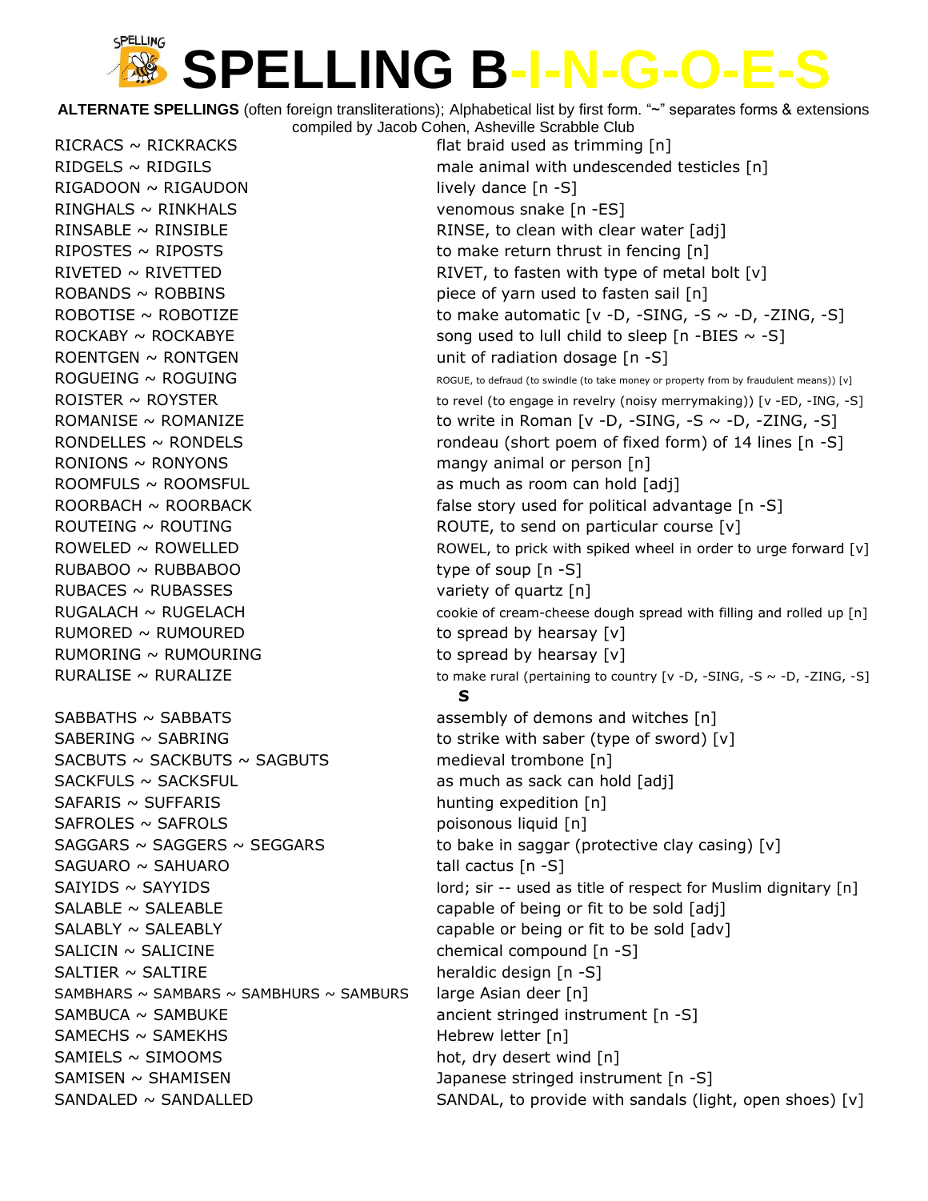# SPELLING B-I-N-G-O-E-S

**ALTERNATE SPELLINGS** (often foreign transliterations); Alphabetical list by first form. "~" separates forms & extensions
compiled by Jacob Cohen, Asheville Scrabble Club

| Word | Definition |
|---|---|
| RICRACS ~ RICKRACKS | flat braid used as trimming [n] |
| RIDGELS ~ RIDGILS | male animal with undescended testicles [n] |
| RIGADOON ~ RIGAUDON | lively dance [n -S] |
| RINGHALS ~ RINKHALS | venomous snake [n -ES] |
| RINSABLE ~ RINSIBLE | RINSE, to clean with clear water [adj] |
| RIPOSTES ~ RIPOSTS | to make return thrust in fencing [n] |
| RIVETED ~ RIVETTED | RIVET, to fasten with type of metal bolt [v] |
| ROBANDS ~ ROBBINS | piece of yarn used to fasten sail [n] |
| ROBOTISE ~ ROBOTIZE | to make automatic [v -D, -SING, -S ~ -D, -ZING, -S] |
| ROCKABY ~ ROCKABYE | song used to lull child to sleep [n -BIES ~ -S] |
| ROENTGEN ~ RONTGEN | unit of radiation dosage [n -S] |
| ROGUEING ~ ROGUING | ROGUE, to defraud (to swindle (to take money or property from by fraudulent means)) [v] |
| ROISTER ~ ROYSTER | to revel (to engage in revelry (noisy merrymaking)) [v -ED, -ING, -S] |
| ROMANISE ~ ROMANIZE | to write in Roman [v -D, -SING, -S ~ -D, -ZING, -S] |
| RONDELLES ~ RONDELS | rondeau (short poem of fixed form) of 14 lines [n -S] |
| RONIONS ~ RONYONS | mangy animal or person [n] |
| ROOMFULS ~ ROOMSFUL | as much as room can hold [adj] |
| ROORBACH ~ ROORBACK | false story used for political advantage [n -S] |
| ROUTEING ~ ROUTING | ROUTE, to send on particular course [v] |
| ROWELED ~ ROWELLED | ROWEL, to prick with spiked wheel in order to urge forward [v] |
| RUBABOO ~ RUBBABOO | type of soup [n -S] |
| RUBACES ~ RUBASSES | variety of quartz [n] |
| RUGALACH ~ RUGELACH | cookie of cream-cheese dough spread with filling and rolled up [n] |
| RUMORED ~ RUMOURED | to spread by hearsay [v] |
| RUMORING ~ RUMOURING | to spread by hearsay [v] |
| RURALISE ~ RURALIZE | to make rural (pertaining to country [v -D, -SING, -S ~ -D, -ZING, -S] |

## S

| Word | Definition |
|---|---|
| SABBATHS ~ SABBATS | assembly of demons and witches [n] |
| SABERING ~ SABRING | to strike with saber (type of sword) [v] |
| SACBUTS ~ SACKBUTS ~ SAGBUTS | medieval trombone [n] |
| SACKFULS ~ SACKSFUL | as much as sack can hold [adj] |
| SAFARIS ~ SUFFARIS | hunting expedition [n] |
| SAFROLES ~ SAFROLS | poisonous liquid [n] |
| SAGGARS ~ SAGGERS ~ SEGGARS | to bake in saggar (protective clay casing) [v] |
| SAGUARO ~ SAHUARO | tall cactus [n -S] |
| SAIYIDS ~ SAYYIDS | lord; sir -- used as title of respect for Muslim dignitary [n] |
| SALABLE ~ SALEABLE | capable of being or fit to be sold [adj] |
| SALABLY ~ SALEABLY | capable or being or fit to be sold [adv] |
| SALICIN ~ SALICINE | chemical compound [n -S] |
| SALTIER ~ SALTIRE | heraldic design [n -S] |
| SAMBHARS ~ SAMBARS ~ SAMBHURS ~ SAMBURS | large Asian deer [n] |
| SAMBUCA ~ SAMBUKE | ancient stringed instrument [n -S] |
| SAMECHS ~ SAMEKHS | Hebrew letter [n] |
| SAMIELS ~ SIMOOMS | hot, dry desert wind [n] |
| SAMISEN ~ SHAMISEN | Japanese stringed instrument [n -S] |
| SANDALED ~ SANDALLED | SANDAL, to provide with sandals (light, open shoes) [v] |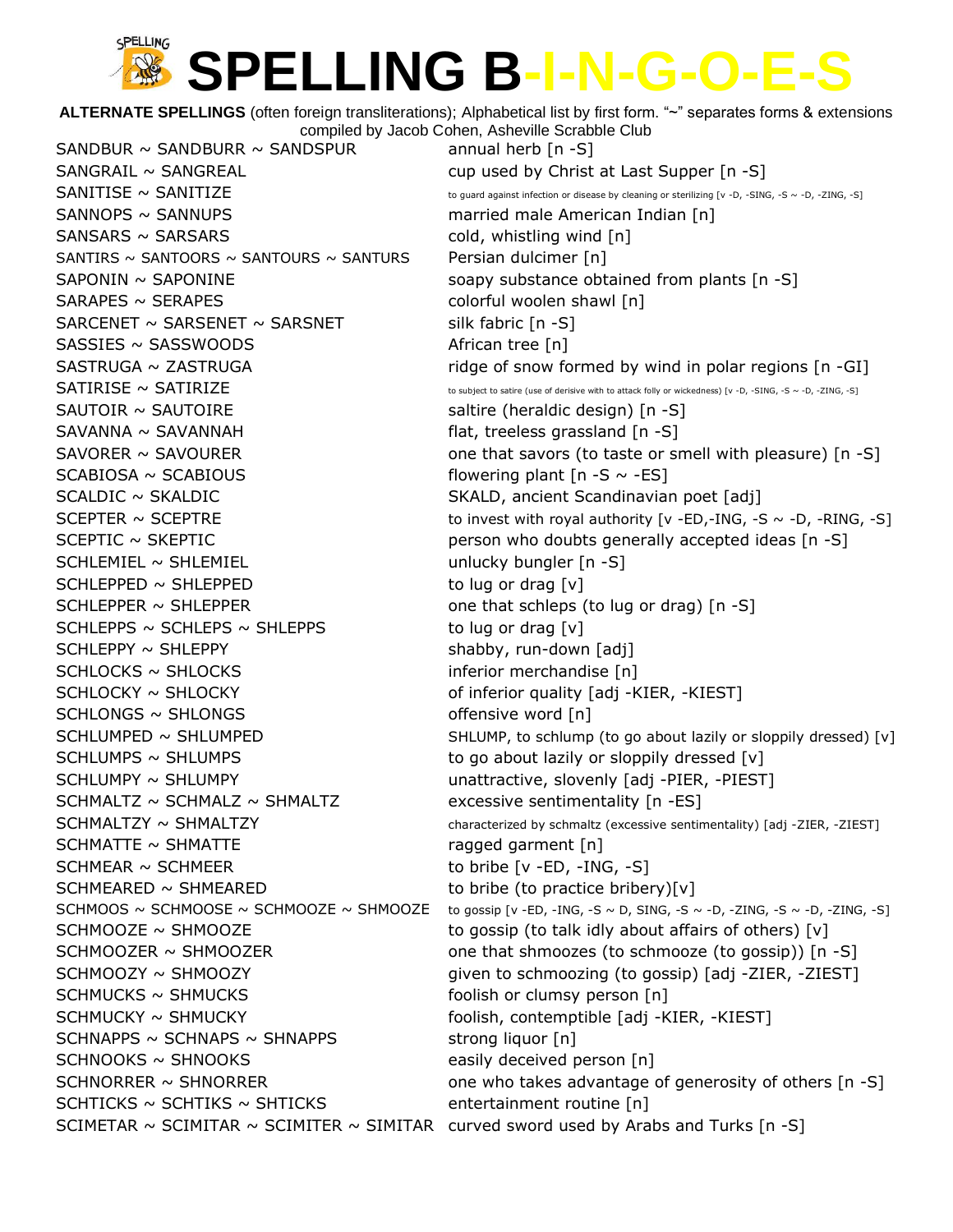# SPELLING B-I-N-G-O-E-S

**ALTERNATE SPELLINGS** (often foreign transliterations); Alphabetical list by first form. "~" separates forms & extensions
compiled by Jacob Cohen, Asheville Scrabble Club

| Forms | Definition |
|---|---|
| SANDBUR ~ SANDBURR ~ SANDSPUR | annual herb [n -S] |
| SANGRAIL ~ SANGREAL | cup used by Christ at Last Supper [n -S] |
| SANITISE ~ SANITIZE | to guard against infection or disease by cleaning or sterilizing [v -D, -SING, -S ~ -D, -ZING, -S] |
| SANNOPS ~ SANNUPS | married male American Indian [n] |
| SANSARS ~ SARSARS | cold, whistling wind [n] |
| SANTIRS ~ SANTOORS ~ SANTOURS ~ SANTURS | Persian dulcimer [n] |
| SAPONIN ~ SAPONINE | soapy substance obtained from plants [n -S] |
| SARAPES ~ SERAPES | colorful woolen shawl [n] |
| SARCENET ~ SARSENET ~ SARSNET | silk fabric [n -S] |
| SASSIES ~ SASSWOODS | African tree [n] |
| SASTRUGA ~ ZASTRUGA | ridge of snow formed by wind in polar regions [n -GI] |
| SATIRISE ~ SATIRIZE | to subject to satire (use of derisive with to attack folly or wickedness) [v -D, -SING, -S ~ -D, -ZING, -S] |
| SAUTOIR ~ SAUTOIRE | saltire (heraldic design) [n -S] |
| SAVANNA ~ SAVANNAH | flat, treeless grassland [n -S] |
| SAVORER ~ SAVOURER | one that savors (to taste or smell with pleasure) [n -S] |
| SCABIOSA ~ SCABIOUS | flowering plant [n -S ~ -ES] |
| SCALDIC ~ SKALDIC | SKALD, ancient Scandinavian poet [adj] |
| SCEPTER ~ SCEPTRE | to invest with royal authority [v -ED,-ING, -S ~ -D, -RING, -S] |
| SCEPTIC ~ SKEPTIC | person who doubts generally accepted ideas [n -S] |
| SCHLEMIEL ~ SHLEMIEL | unlucky bungler [n -S] |
| SCHLEPPED ~ SHLEPPED | to lug or drag [v] |
| SCHLEPPER ~ SHLEPPER | one that schleps (to lug or drag) [n -S] |
| SCHLEPPS ~ SCHLEPS ~ SHLEPPS | to lug or drag [v] |
| SCHLEPPY ~ SHLEPPY | shabby, run-down [adj] |
| SCHLOCKS ~ SHLOCKS | inferior merchandise [n] |
| SCHLOCKY ~ SHLOCKY | of inferior quality [adj -KIER, -KIEST] |
| SCHLONGS ~ SHLONGS | offensive word [n] |
| SCHLUMPED ~ SHLUMPED | SHLUMP, to schlump (to go about lazily or sloppily dressed) [v] |
| SCHLUMPS ~ SHLUMPS | to go about lazily or sloppily dressed [v] |
| SCHLUMPY ~ SHLUMPY | unattractive, slovenly [adj -PIER, -PIEST] |
| SCHMALTZ ~ SCHMALZ ~ SHMALTZ | excessive sentimentality [n -ES] |
| SCHMALTZY ~ SHMALTZY | characterized by schmaltz (excessive sentimentality) [adj -ZIER, -ZIEST] |
| SCHMATTE ~ SHMATTE | ragged garment [n] |
| SCHMEAR ~ SCHMEER | to bribe [v -ED, -ING, -S] |
| SCHMEARED ~ SHMEARED | to bribe (to practice bribery)[v] |
| SCHMOOS ~ SCHMOOSE ~ SCHMOOZE ~ SHMOOZE | to gossip [v -ED, -ING, -S ~ D, SING, -S ~ -D, -ZING, -S ~ -D, -ZING, -S] |
| SCHMOOZE ~ SHMOOZE | to gossip (to talk idly about affairs of others) [v] |
| SCHMOOZER ~ SHMOOZER | one that shmoozes (to schmooze (to gossip)) [n -S] |
| SCHMOOZY ~ SHMOOZY | given to schmoozing (to gossip) [adj -ZIER, -ZIEST] |
| SCHMUCKS ~ SHMUCKS | foolish or clumsy person [n] |
| SCHMUCKY ~ SHMUCKY | foolish, contemptible [adj -KIER, -KIEST] |
| SCHNAPPS ~ SCHNAPS ~ SHNAPPS | strong liquor [n] |
| SCHNOOKS ~ SHNOOKS | easily deceived person [n] |
| SCHNORRER ~ SHNORRER | one who takes advantage of generosity of others [n -S] |
| SCHTICKS ~ SCHTIKS ~ SHTICKS | entertainment routine [n] |
| SCIMETAR ~ SCIMITAR ~ SCIMITER ~ SIMITAR | curved sword used by Arabs and Turks [n -S] |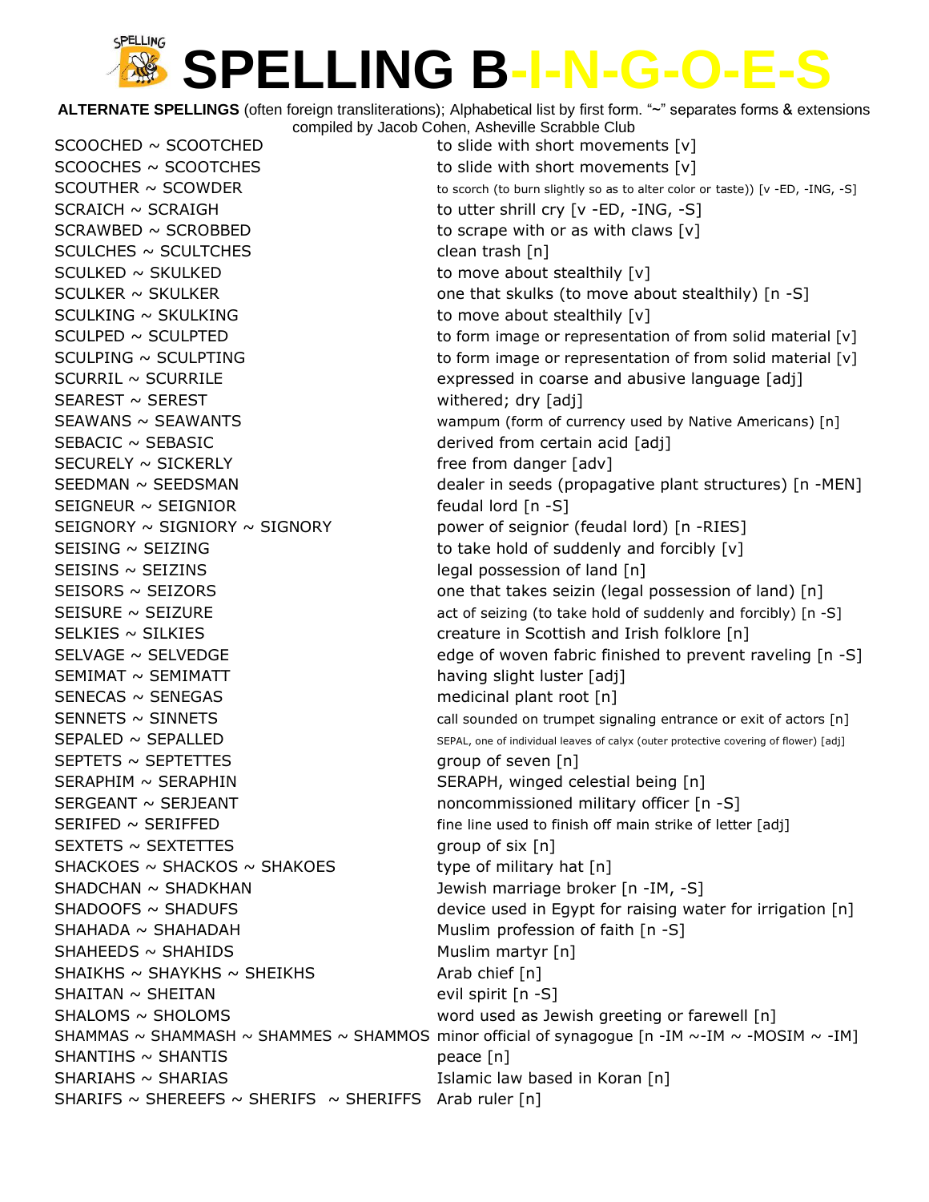# SPELLING B-I-N-G-O-E-S

**ALTERNATE SPELLINGS** (often foreign transliterations); Alphabetical list by first form. "~" separates forms & extensions
compiled by Jacob Cohen, Asheville Scrabble Club

| | |
|---|---|
| SCOOCHED ~ SCOOTCHED | to slide with short movements [v] |
| SCOOCHES ~ SCOOTCHES | to slide with short movements [v] |
| SCOUTHER ~ SCOWDER | to scorch (to burn slightly so as to alter color or taste)) [v -ED, -ING, -S] |
| SCRAICH ~ SCRAIGH | to utter shrill cry [v -ED, -ING, -S] |
| SCRAWBED ~ SCROBBED | to scrape with or as with claws [v] |
| SCULCHES ~ SCULTCHES | clean trash [n] |
| SCULKED ~ SKULKED | to move about stealthily [v] |
| SCULKER ~ SKULKER | one that skulks (to move about stealthily) [n -S] |
| SCULKING ~ SKULKING | to move about stealthily [v] |
| SCULPED ~ SCULPTED | to form image or representation of from solid material [v] |
| SCULPING ~ SCULPTING | to form image or representation of from solid material [v] |
| SCURRIL ~ SCURRILE | expressed in coarse and abusive language [adj] |
| SEAREST ~ SEREST | withered; dry [adj] |
| SEAWANS ~ SEAWANTS | wampum (form of currency used by Native Americans) [n] |
| SEBACIC ~ SEBASIC | derived from certain acid [adj] |
| SECURELY ~ SICKERLY | free from danger [adv] |
| SEEDMAN ~ SEEDSMAN | dealer in seeds (propagative plant structures) [n -MEN] |
| SEIGNEUR ~ SEIGNIOR | feudal lord [n -S] |
| SEIGNORY ~ SIGNIORY ~ SIGNORY | power of seignior (feudal lord) [n -RIES] |
| SEISING ~ SEIZING | to take hold of suddenly and forcibly [v] |
| SEISINS ~ SEIZINS | legal possession of land [n] |
| SEISORS ~ SEIZORS | one that takes seizin (legal possession of land) [n] |
| SEISURE ~ SEIZURE | act of seizing (to take hold of suddenly and forcibly) [n -S] |
| SELKIES ~ SILKIES | creature in Scottish and Irish folklore [n] |
| SELVAGE ~ SELVEDGE | edge of woven fabric finished to prevent raveling [n -S] |
| SEMIMAT ~ SEMIMATT | having slight luster [adj] |
| SENECAS ~ SENEGAS | medicinal plant root [n] |
| SENNETS ~ SINNETS | call sounded on trumpet signaling entrance or exit of actors [n] |
| SEPALED ~ SEPALLED | SEPAL, one of individual leaves of calyx (outer protective covering of flower) [adj] |
| SEPTETS ~ SEPTETTES | group of seven [n] |
| SERAPHIM ~ SERAPHIN | SERAPH, winged celestial being [n] |
| SERGEANT ~ SERJEANT | noncommissioned military officer [n -S] |
| SERIFED ~ SERIFFED | fine line used to finish off main strike of letter [adj] |
| SEXTETS ~ SEXTETTES | group of six [n] |
| SHACKOES ~ SHACKOS ~ SHAKOES | type of military hat [n] |
| SHADCHAN ~ SHADKHAN | Jewish marriage broker [n -IM, -S] |
| SHADOOFS ~ SHADUFS | device used in Egypt for raising water for irrigation [n] |
| SHAHADA ~ SHAHADAH | Muslim profession of faith [n -S] |
| SHAHEEDS ~ SHAHIDS | Muslim martyr [n] |
| SHAIKHS ~ SHAYKHS ~ SHEIKHS | Arab chief [n] |
| SHAITAN ~ SHEITAN | evil spirit [n -S] |
| SHALOMS ~ SHOLOMS | word used as Jewish greeting or farewell [n] |
| SHAMMAS ~ SHAMMASH ~ SHAMMES ~ SHAMMOS | minor official of synagogue [n -IM ~-IM ~ -MOSIM ~ -IM] |
| SHANTIHS ~ SHANTIS | peace [n] |
| SHARIAHS ~ SHARIAS | Islamic law based in Koran [n] |
| SHARIFS ~ SHEREEFS ~ SHERIFS ~ SHERIFFS | Arab ruler [n] |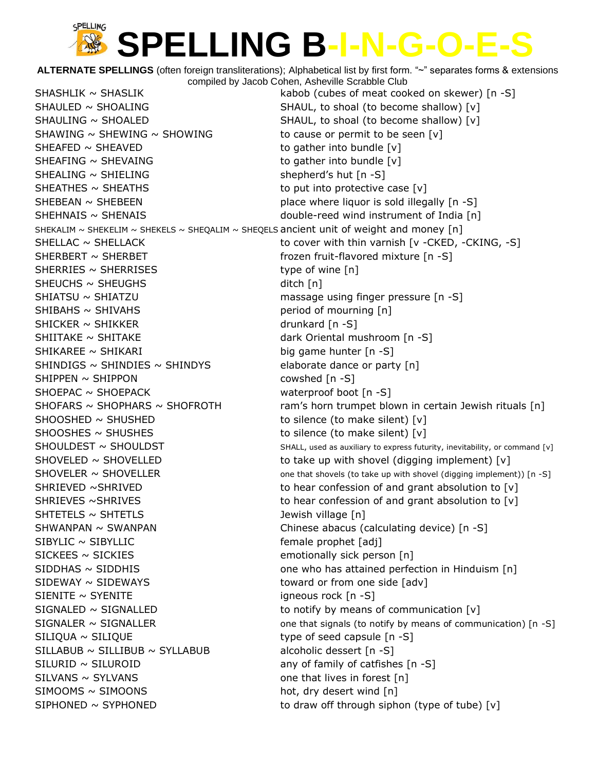# SPELLING B-I-N-G-O-E-S

**ALTERNATE SPELLINGS** (often foreign transliterations); Alphabetical list by first form. "~" separates forms & extensions
compiled by Jacob Cohen, Asheville Scrabble Club

| | |
|---|---|
| SHASHLIK ~ SHASLIK | kabob (cubes of meat cooked on skewer) [n -S] |
| SHAULED ~ SHOALING | SHAUL, to shoal (to become shallow) [v] |
| SHAULING ~ SHOALED | SHAUL, to shoal (to become shallow) [v] |
| SHAWING ~ SHEWING ~ SHOWING | to cause or permit to be seen [v] |
| SHEAFED ~ SHEAVED | to gather into bundle [v] |
| SHEAFING ~ SHEVAING | to gather into bundle [v] |
| SHEALING ~ SHIELING | shepherd's hut [n -S] |
| SHEATHES ~ SHEATHS | to put into protective case [v] |
| SHEBEAN ~ SHEBEEN | place where liquor is sold illegally [n -S] |
| SHEHNAIS ~ SHENAIS | double-reed wind instrument of India [n] |
| SHEKALIM ~ SHEKELIM ~ SHEKELS ~ SHEQALIM ~ SHEQELS | ancient unit of weight and money [n] |
| SHELLAC ~ SHELLACK | to cover with thin varnish [v -CKED, -CKING, -S] |
| SHERBERT ~ SHERBET | frozen fruit-flavored mixture [n -S] |
| SHERRIES ~ SHERRISES | type of wine [n] |
| SHEUCHS ~ SHEUGHS | ditch [n] |
| SHIATSU ~ SHIATZU | massage using finger pressure [n -S] |
| SHIBAHS ~ SHIVAHS | period of mourning [n] |
| SHICKER ~ SHIKKER | drunkard [n -S] |
| SHIITAKE ~ SHITAKE | dark Oriental mushroom [n -S] |
| SHIKAREE ~ SHIKARI | big game hunter [n -S] |
| SHINDIGS ~ SHINDIES ~ SHINDYS | elaborate dance or party [n] |
| SHIPPEN ~ SHIPPON | cowshed [n -S] |
| SHOEPAC ~ SHOEPACK | waterproof boot [n -S] |
| SHOFARS ~ SHOPHARS ~ SHOFROTH | ram's horn trumpet blown in certain Jewish rituals [n] |
| SHOOSHED ~ SHUSHED | to silence (to make silent) [v] |
| SHOOSHES ~ SHUSHES | to silence (to make silent) [v] |
| SHOULDEST ~ SHOULDST | SHALL, used as auxiliary to express futurity, inevitability, or command [v] |
| SHOVELED ~ SHOVELLED | to take up with shovel (digging implement) [v] |
| SHOVELER ~ SHOVELLER | one that shovels (to take up with shovel (digging implement)) [n -S] |
| SHRIEVED ~SHRIVED | to hear confession of and grant absolution to [v] |
| SHRIEVES ~SHRIVES | to hear confession of and grant absolution to [v] |
| SHTETELS ~ SHTETLS | Jewish village [n] |
| SHWANPAN ~ SWANPAN | Chinese abacus (calculating device) [n -S] |
| SIBYLIC ~ SIBYLLIC | female prophet [adj] |
| SICKEES ~ SICKIES | emotionally sick person [n] |
| SIDDHAS ~ SIDDHIS | one who has attained perfection in Hinduism [n] |
| SIDEWAY ~ SIDEWAYS | toward or from one side [adv] |
| SIENITE ~ SYENITE | igneous rock [n -S] |
| SIGNALED ~ SIGNALLED | to notify by means of communication [v] |
| SIGNALER ~ SIGNALLER | one that signals (to notify by means of communication) [n -S] |
| SILIQUA ~ SILIQUE | type of seed capsule [n -S] |
| SILLABUB ~ SILLIBUB ~ SYLLABUB | alcoholic dessert [n -S] |
| SILURID ~ SILUROID | any of family of catfishes [n -S] |
| SILVANS ~ SYLVANS | one that lives in forest [n] |
| SIMOOMS ~ SIMOONS | hot, dry desert wind [n] |
| SIPHONED ~ SYPHONED | to draw off through siphon (type of tube) [v] |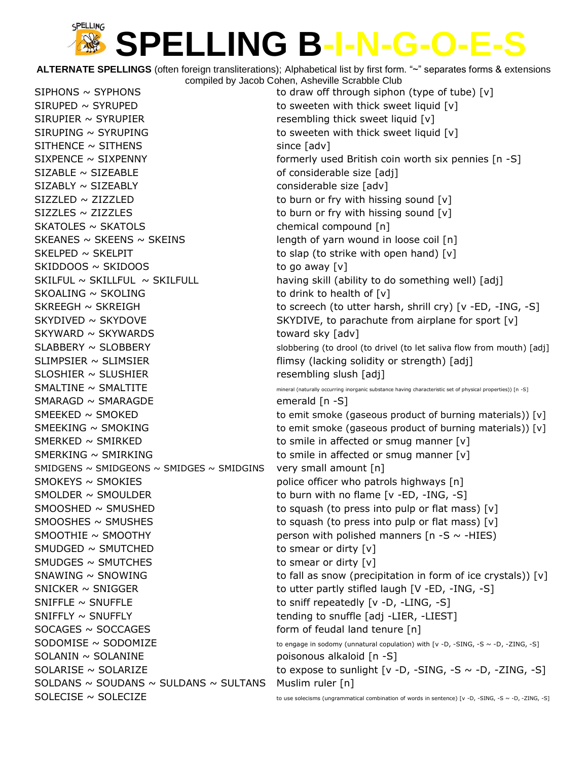# SPELLING B-I-N-G-O-E-S

**ALTERNATE SPELLINGS** (often foreign transliterations); Alphabetical list by first form. "~" separates forms & extensions
compiled by Jacob Cohen, Asheville Scrabble Club

| Forms | Definition |
|---|---|
| SIPHONS ~ SYPHONS | to draw off through siphon (type of tube) [v] |
| SIRUPED ~ SYRUPED | to sweeten with thick sweet liquid [v] |
| SIRUPIER ~ SYRUPIER | resembling thick sweet liquid [v] |
| SIRUPING ~ SYRUPING | to sweeten with thick sweet liquid [v] |
| SITHENCE ~ SITHENS | since [adv] |
| SIXPENCE ~ SIXPENNY | formerly used British coin worth six pennies [n -S] |
| SIZABLE ~ SIZEABLE | of considerable size [adj] |
| SIZABLY ~ SIZEABLY | considerable size [adv] |
| SIZZLED ~ ZIZZLED | to burn or fry with hissing sound [v] |
| SIZZLES ~ ZIZZLES | to burn or fry with hissing sound [v] |
| SKATOLES ~ SKATOLS | chemical compound [n] |
| SKEANES ~ SKEENS ~ SKEINS | length of yarn wound in loose coil [n] |
| SKELPED ~ SKELPIT | to slap (to strike with open hand) [v] |
| SKIDDOOS ~ SKIDOOS | to go away [v] |
| SKILFUL ~ SKILLFUL ~ SKILFULL | having skill (ability to do something well) [adj] |
| SKOALING ~ SKOLING | to drink to health of [v] |
| SKREEGH ~ SKREIGH | to screech (to utter harsh, shrill cry) [v -ED, -ING, -S] |
| SKYDIVED ~ SKYDOVE | SKYDIVE, to parachute from airplane for sport [v] |
| SKYWARD ~ SKYWARDS | toward sky [adv] |
| SLABBERY ~ SLOBBERY | slobbering (to drool (to drivel (to let saliva flow from mouth) [adj] |
| SLIMPSIER ~ SLIMSIER | flimsy (lacking solidity or strength) [adj] |
| SLOSHIER ~ SLUSHIER | resembling slush [adj] |
| SMALTINE ~ SMALTITE | mineral (naturally occurring inorganic substance having characteristic set of physical properties)) [n -S] |
| SMARAGD ~ SMARAGDE | emerald [n -S] |
| SMEEKED ~ SMOKED | to emit smoke (gaseous product of burning materials)) [v] |
| SMEEKING ~ SMOKING | to emit smoke (gaseous product of burning materials)) [v] |
| SMERKED ~ SMIRKED | to smile in affected or smug manner [v] |
| SMERKING ~ SMIRKING | to smile in affected or smug manner [v] |
| SMIDGENS ~ SMIDGEONS ~ SMIDGES ~ SMIDGINS | very small amount [n] |
| SMOKEYS ~ SMOKIES | police officer who patrols highways [n] |
| SMOLDER ~ SMOULDER | to burn with no flame [v -ED, -ING, -S] |
| SMOOSHED ~ SMUSHED | to squash (to press into pulp or flat mass) [v] |
| SMOOSHES ~ SMUSHES | to squash (to press into pulp or flat mass) [v] |
| SMOOTHIE ~ SMOOTHY | person with polished manners [n -S ~ -HIES) |
| SMUDGED ~ SMUTCHED | to smear or dirty [v] |
| SMUDGES ~ SMUTCHES | to smear or dirty [v] |
| SNAWING ~ SNOWING | to fall as snow (precipitation in form of ice crystals)) [v] |
| SNICKER ~ SNIGGER | to utter partly stifled laugh [V -ED, -ING, -S] |
| SNIFFLE ~ SNUFFLE | to sniff repeatedly [v -D, -LING, -S] |
| SNIFFLY ~ SNUFFLY | tending to snuffle [adj -LIER, -LIEST] |
| SOCAGES ~ SOCCAGES | form of feudal land tenure [n] |
| SODOMISE ~ SODOMIZE | to engage in sodomy (unnatural copulation) with [v -D, -SING, -S ~ -D, -ZING, -S] |
| SOLANIN ~ SOLANINE | poisonous alkaloid [n -S] |
| SOLARISE ~ SOLARIZE | to expose to sunlight [v -D, -SING, -S ~ -D, -ZING, -S] |
| SOLDANS ~ SOUDANS ~ SULDANS ~ SULTANS | Muslim ruler [n] |
| SOLECISE ~ SOLECIZE | to use solecisms (ungrammatical combination of words in sentence) [v -D, -SING, -S ~ -D, -ZING, -S] |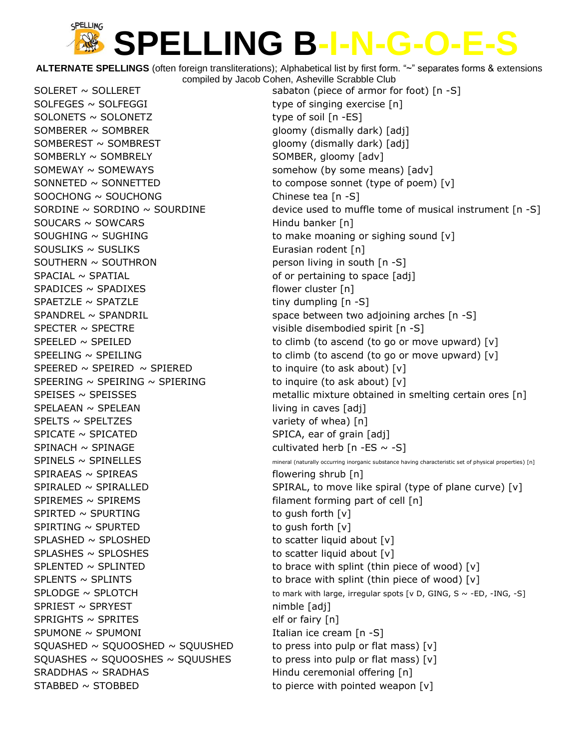# SPELLING B-I-N-G-O-E-S

**ALTERNATE SPELLINGS** (often foreign transliterations); Alphabetical list by first form. "~" separates forms & extensions
compiled by Jacob Cohen, Asheville Scrabble Club

| | |
|---|---|
| SOLERET ~ SOLLERET | sabaton (piece of armor for foot) [n -S] |
| SOLFEGES ~ SOLFEGGI | type of singing exercise [n] |
| SOLONETS ~ SOLONETZ | type of soil [n -ES] |
| SOMBERER ~ SOMBRER | gloomy (dismally dark) [adj] |
| SOMBEREST ~ SOMBREST | gloomy (dismally dark) [adj] |
| SOMBERLY ~ SOMBRELY | SOMBER, gloomy [adv] |
| SOMEWAY ~ SOMEWAYS | somehow (by some means) [adv] |
| SONNETED ~ SONNETTED | to compose sonnet (type of poem) [v] |
| SOOCHONG ~ SOUCHONG | Chinese tea [n -S] |
| SORDINE ~ SORDINO ~ SOURDINE | device used to muffle tome of musical instrument [n -S] |
| SOUCARS ~ SOWCARS | Hindu banker [n] |
| SOUGHING ~ SUGHING | to make moaning or sighing sound [v] |
| SOUSLIKS ~ SUSLIKS | Eurasian rodent [n] |
| SOUTHERN ~ SOUTHRON | person living in south [n -S] |
| SPACIAL ~ SPATIAL | of or pertaining to space [adj] |
| SPADICES ~ SPADIXES | flower cluster [n] |
| SPAETZLE ~ SPATZLE | tiny dumpling [n -S] |
| SPANDREL ~ SPANDRIL | space between two adjoining arches [n -S] |
| SPECTER ~ SPECTRE | visible disembodied spirit [n -S] |
| SPEELED ~ SPEILED | to climb (to ascend (to go or move upward) [v] |
| SPEELING ~ SPEILING | to climb (to ascend (to go or move upward) [v] |
| SPEERED ~ SPEIRED ~ SPIERED | to inquire (to ask about) [v] |
| SPEERING ~ SPEIRING ~ SPIERING | to inquire (to ask about) [v] |
| SPEISES ~ SPEISSES | metallic mixture obtained in smelting certain ores [n] |
| SPELAEAN ~ SPELEAN | living in caves [adj] |
| SPELTS ~ SPELTZES | variety of whea) [n] |
| SPICATE ~ SPICATED | SPICA, ear of grain [adj] |
| SPINACH ~ SPINAGE | cultivated herb [n -ES ~ -S] |
| SPINELS ~ SPINELLES | mineral (naturally occurring inorganic substance having characteristic set of physical properties) [n] |
| SPIRAEAS ~ SPIREAS | flowering shrub [n] |
| SPIRALED ~ SPIRALLED | SPIRAL, to move like spiral (type of plane curve) [v] |
| SPIREMES ~ SPIREMS | filament forming part of cell [n] |
| SPIRTED ~ SPURTING | to gush forth [v] |
| SPIRTING ~ SPURTED | to gush forth [v] |
| SPLASHED ~ SPLOSHED | to scatter liquid about [v] |
| SPLASHES ~ SPLOSHES | to scatter liquid about [v] |
| SPLENTED ~ SPLINTED | to brace with splint (thin piece of wood) [v] |
| SPLENTS ~ SPLINTS | to brace with splint (thin piece of wood) [v] |
| SPLODGE ~ SPLOTCH | to mark with large, irregular spots [v D, GING, S ~ -ED, -ING, -S] |
| SPRIEST ~ SPRYEST | nimble [adj] |
| SPRIGHTS ~ SPRITES | elf or fairy [n] |
| SPUMONE ~ SPUMONI | Italian ice cream [n -S] |
| SQUASHED ~ SQUOOSHED ~ SQUUSHED | to press into pulp or flat mass) [v] |
| SQUASHES ~ SQUOOSHES ~ SQUUSHES | to press into pulp or flat mass) [v] |
| SRADDHAS ~ SRADHAS | Hindu ceremonial offering [n] |
| STABBED ~ STOBBED | to pierce with pointed weapon [v] |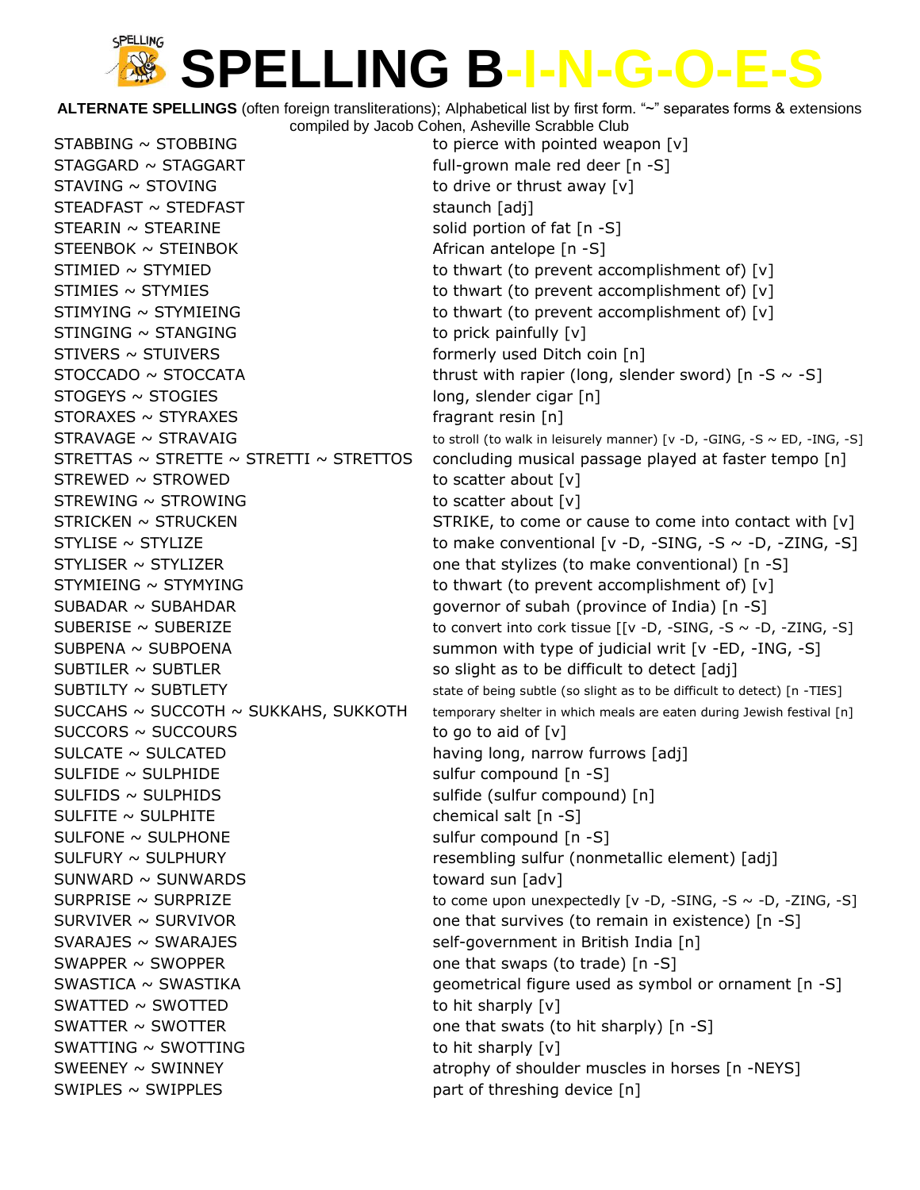# SPELLING B-I-N-G-O-E-S

**ALTERNATE SPELLINGS** (often foreign transliterations); Alphabetical list by first form. "~" separates forms & extensions
compiled by Jacob Cohen, Asheville Scrabble Club

| | |
|---|---|
| STABBING ~ STOBBING | to pierce with pointed weapon [v] |
| STAGGARD ~ STAGGART | full-grown male red deer [n -S] |
| STAVING ~ STOVING | to drive or thrust away [v] |
| STEADFAST ~ STEDFAST | staunch [adj] |
| STEARIN ~ STEARINE | solid portion of fat [n -S] |
| STEENBOK ~ STEINBOK | African antelope [n -S] |
| STIMIED ~ STYMIED | to thwart (to prevent accomplishment of) [v] |
| STIMIES ~ STYMIES | to thwart (to prevent accomplishment of) [v] |
| STIMYING ~ STYMIEING | to thwart (to prevent accomplishment of) [v] |
| STINGING ~ STANGING | to prick painfully [v] |
| STIVERS ~ STUIVERS | formerly used Ditch coin [n] |
| STOCCADO ~ STOCCATA | thrust with rapier (long, slender sword) [n -S ~ -S] |
| STOGEYS ~ STOGIES | long, slender cigar [n] |
| STORAXES ~ STYRAXES | fragrant resin [n] |
| STRAVAGE ~ STRAVAIG | to stroll (to walk in leisurely manner) [v -D, -GING, -S ~ ED, -ING, -S] |
| STRETTAS ~ STRETTE ~ STRETTI ~ STRETTOS | concluding musical passage played at faster tempo [n] |
| STREWED ~ STROWED | to scatter about [v] |
| STREWING ~ STROWING | to scatter about [v] |
| STRICKEN ~ STRUCKEN | STRIKE, to come or cause to come into contact with [v] |
| STYLISE ~ STYLIZE | to make conventional [v -D, -SING, -S ~ -D, -ZING, -S] |
| STYLISER ~ STYLIZER | one that stylizes (to make conventional) [n -S] |
| STYMIEING ~ STYMYING | to thwart (to prevent accomplishment of) [v] |
| SUBADAR ~ SUBAHDAR | governor of subah (province of India) [n -S] |
| SUBERISE ~ SUBERIZE | to convert into cork tissue [[v -D, -SING, -S ~ -D, -ZING, -S] |
| SUBPENA ~ SUBPOENA | summon with type of judicial writ [v -ED, -ING, -S] |
| SUBTILER ~ SUBTLER | so slight as to be difficult to detect [adj] |
| SUBTILTY ~ SUBTLETY | state of being subtle (so slight as to be difficult to detect) [n -TIES] |
| SUCCAHS ~ SUCCOTH ~ SUKKAHS, SUKKOTH | temporary shelter in which meals are eaten during Jewish festival [n] |
| SUCCORS ~ SUCCOURS | to go to aid of [v] |
| SULCATE ~ SULCATED | having long, narrow furrows [adj] |
| SULFIDE ~ SULPHIDE | sulfur compound [n -S] |
| SULFIDS ~ SULPHIDS | sulfide (sulfur compound) [n] |
| SULFITE ~ SULPHITE | chemical salt [n -S] |
| SULFONE ~ SULPHONE | sulfur compound [n -S] |
| SULFURY ~ SULPHURY | resembling sulfur (nonmetallic element) [adj] |
| SUNWARD ~ SUNWARDS | toward sun [adv] |
| SURPRISE ~ SURPRIZE | to come upon unexpectedly [v -D, -SING, -S ~ -D, -ZING, -S] |
| SURVIVER ~ SURVIVOR | one that survives (to remain in existence) [n -S] |
| SVARAJES ~ SWARAJES | self-government in British India [n] |
| SWAPPER ~ SWOPPER | one that swaps (to trade) [n -S] |
| SWASTICA ~ SWASTIKA | geometrical figure used as symbol or ornament [n -S] |
| SWATTED ~ SWOTTED | to hit sharply [v] |
| SWATTER ~ SWOTTER | one that swats (to hit sharply) [n -S] |
| SWATTING ~ SWOTTING | to hit sharply [v] |
| SWEENEY ~ SWINNEY | atrophy of shoulder muscles in horses [n -NEYS] |
| SWIPLES ~ SWIPPLES | part of threshing device [n] |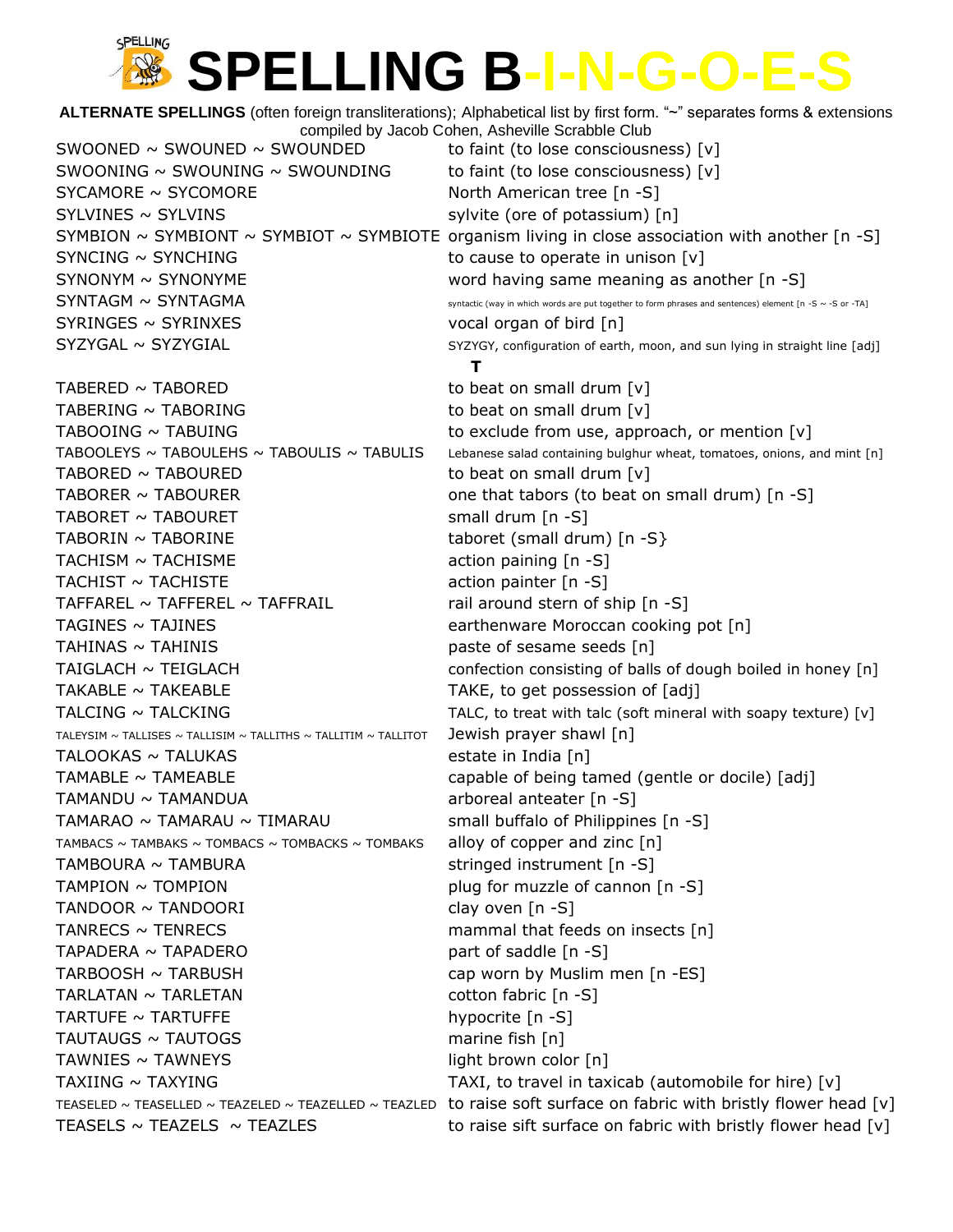# SPELLING B-I-N-G-O-E-S

**ALTERNATE SPELLINGS** (often foreign transliterations); Alphabetical list by first form. "~" separates forms & extensions
compiled by Jacob Cohen, Asheville Scrabble Club

| | |
|---|---|
| SWOONED ~ SWOUNED ~ SWOUNDED | to faint (to lose consciousness) [v] |
| SWOONING ~ SWOUNING ~ SWOUNDING | to faint (to lose consciousness) [v] |
| SYCAMORE ~ SYCOMORE | North American tree [n -S] |
| SYLVINES ~ SYLVINS | sylvite (ore of potassium) [n] |
| SYMBION ~ SYMBIONT ~ SYMBIOT ~ SYMBIOTE | organism living in close association with another [n -S] |
| SYNCING ~ SYNCHING | to cause to operate in unison [v] |
| SYNONYM ~ SYNONYME | word having same meaning as another [n -S] |
| SYNTAGM ~ SYNTAGMA | syntactic (way in which words are put together to form phrases and sentences) element [n -S ~ -S or -TA] |
| SYRINGES ~ SYRINXES | vocal organ of bird [n] |
| SYZYGAL ~ SYZYGIAL | SYZYGY, configuration of earth, moon, and sun lying in straight line [adj] |

## T

| | |
|---|---|
| TABERED ~ TABORED | to beat on small drum [v] |
| TABERING ~ TABORING | to beat on small drum [v] |
| TABOOING ~ TABUING | to exclude from use, approach, or mention [v] |
| TABOOLEYS ~ TABOULEHS ~ TABOULIS ~ TABULIS | Lebanese salad containing bulghur wheat, tomatoes, onions, and mint [n] |
| TABORED ~ TABOURED | to beat on small drum [v] |
| TABORER ~ TABOURER | one that tabors (to beat on small drum) [n -S] |
| TABORET ~ TABOURET | small drum [n -S] |
| TABORIN ~ TABORINE | taboret (small drum) [n -S} |
| TACHISM ~ TACHISME | action paining [n -S] |
| TACHIST ~ TACHISTE | action painter [n -S] |
| TAFFAREL ~ TAFFEREL ~ TAFFRAIL | rail around stern of ship [n -S] |
| TAGINES ~ TAJINES | earthenware Moroccan cooking pot [n] |
| TAHINAS ~ TAHINIS | paste of sesame seeds [n] |
| TAIGLACH ~ TEIGLACH | confection consisting of balls of dough boiled in honey [n] |
| TAKABLE ~ TAKEABLE | TAKE, to get possession of [adj] |
| TALCING ~ TALCKING | TALC, to treat with talc (soft mineral with soapy texture) [v] |
| TALEYSIM ~ TALLISES ~ TALLISIM ~ TALLITHS ~ TALLITIM ~ TALLITOT | Jewish prayer shawl [n] |
| TALOOKAS ~ TALUKAS | estate in India [n] |
| TAMABLE ~ TAMEABLE | capable of being tamed (gentle or docile) [adj] |
| TAMANDU ~ TAMANDUA | arboreal anteater [n -S] |
| TAMARAO ~ TAMARAU ~ TIMARAU | small buffalo of Philippines [n -S] |
| TAMBACS ~ TAMBAKS ~ TOMBACS ~ TOMBACKS ~ TOMBAKS | alloy of copper and zinc [n] |
| TAMBOURA ~ TAMBURA | stringed instrument [n -S] |
| TAMPION ~ TOMPION | plug for muzzle of cannon [n -S] |
| TANDOOR ~ TANDOORI | clay oven [n -S] |
| TANRECS ~ TENRECS | mammal that feeds on insects [n] |
| TAPADERA ~ TAPADERO | part of saddle [n -S] |
| TARBOOSH ~ TARBUSH | cap worn by Muslim men [n -ES] |
| TARLATAN ~ TARLETAN | cotton fabric [n -S] |
| TARTUFE ~ TARTUFFE | hypocrite [n -S] |
| TAUTAUGS ~ TAUTOGS | marine fish [n] |
| TAWNIES ~ TAWNEYS | light brown color [n] |
| TAXIING ~ TAXYING | TAXI, to travel in taxicab (automobile for hire) [v] |
| TEASELED ~ TEASELLED ~ TEAZELED ~ TEAZELLED ~ TEAZLED | to raise soft surface on fabric with bristly flower head [v] |
| TEASELS ~ TEAZELS ~ TEAZLES | to raise sift surface on fabric with bristly flower head [v] |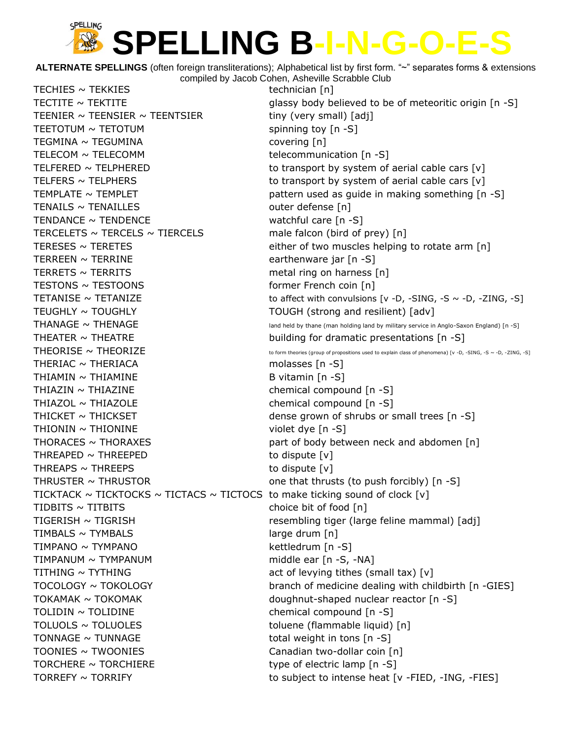# SPELLING B-I-N-G-O-E-S

**ALTERNATE SPELLINGS** (often foreign transliterations); Alphabetical list by first form. "~" separates forms & extensions
compiled by Jacob Cohen, Asheville Scrabble Club

| | |
|---|---|
| TECHIES ~ TEKKIES | technician [n] |
| TECTITE ~ TEKTITE | glassy body believed to be of meteoritic origin [n -S] |
| TEENIER ~ TEENSIER ~ TEENTSIER | tiny (very small) [adj] |
| TEETOTUM ~ TETOTUM | spinning toy [n -S] |
| TEGMINA ~ TEGUMINA | covering [n] |
| TELECOM ~ TELECOMM | telecommunication [n -S] |
| TELFERED ~ TELPHERED | to transport by system of aerial cable cars [v] |
| TELFERS ~ TELPHERS | to transport by system of aerial cable cars [v] |
| TEMPLATE ~ TEMPLET | pattern used as guide in making something [n -S] |
| TENAILS ~ TENAILLES | outer defense [n] |
| TENDANCE ~ TENDENCE | watchful care [n -S] |
| TERCELETS ~ TERCELS ~ TIERCELS | male falcon (bird of prey) [n] |
| TERESES ~ TERETES | either of two muscles helping to rotate arm [n] |
| TERREEN ~ TERRINE | earthenware jar [n -S] |
| TERRETS ~ TERRITS | metal ring on harness [n] |
| TESTONS ~ TESTOONS | former French coin [n] |
| TETANISE ~ TETANIZE | to affect with convulsions [v -D, -SING, -S ~ -D, -ZING, -S] |
| TEUGHLY ~ TOUGHLY | TOUGH (strong and resilient) [adv] |
| THANAGE ~ THENAGE | land held by thane (man holding land by military service in Anglo-Saxon England) [n -S] |
| THEATER ~ THEATRE | building for dramatic presentations [n -S] |
| THEORISE ~ THEORIZE | to form theories (group of propositions used to explain class of phenomena) [v -D, -SING, -S ~ -D, -ZING, -S] |
| THERIAC ~ THERIACA | molasses [n -S] |
| THIAMIN ~ THIAMINE | B vitamin [n -S] |
| THIAZIN ~ THIAZINE | chemical compound [n -S] |
| THIAZOL ~ THIAZOLE | chemical compound [n -S] |
| THICKET ~ THICKSET | dense grown of shrubs or small trees [n -S] |
| THIONIN ~ THIONINE | violet dye [n -S] |
| THORACES ~ THORAXES | part of body between neck and abdomen [n] |
| THREAPED ~ THREEPED | to dispute [v] |
| THREAPS ~ THREEPS | to dispute [v] |
| THRUSTER ~ THRUSTOR | one that thrusts (to push forcibly) [n -S] |
| TICKTACK ~ TICKTOCKS ~ TICTACS ~ TICTOCS | to make ticking sound of clock [v] |
| TIDBITS ~ TITBITS | choice bit of food [n] |
| TIGERISH ~ TIGRISH | resembling tiger (large feline mammal) [adj] |
| TIMBALS ~ TYMBALS | large drum [n] |
| TIMPANO ~ TYMPANO | kettledrum [n -S] |
| TIMPANUM ~ TYMPANUM | middle ear [n -S, -NA] |
| TITHING ~ TYTHING | act of levying tithes (small tax) [v] |
| TOCOLOGY ~ TOKOLOGY | branch of medicine dealing with childbirth [n -GIES] |
| TOKAMAK ~ TOKOMAK | doughnut-shaped nuclear reactor [n -S] |
| TOLIDIN ~ TOLIDINE | chemical compound [n -S] |
| TOLUOLS ~ TOLUOLES | toluene (flammable liquid) [n] |
| TONNAGE ~ TUNNAGE | total weight in tons [n -S] |
| TOONIES ~ TWOONIES | Canadian two-dollar coin [n] |
| TORCHERE ~ TORCHIERE | type of electric lamp [n -S] |
| TORREFY ~ TORRIFY | to subject to intense heat [v -FIED, -ING, -FIES] |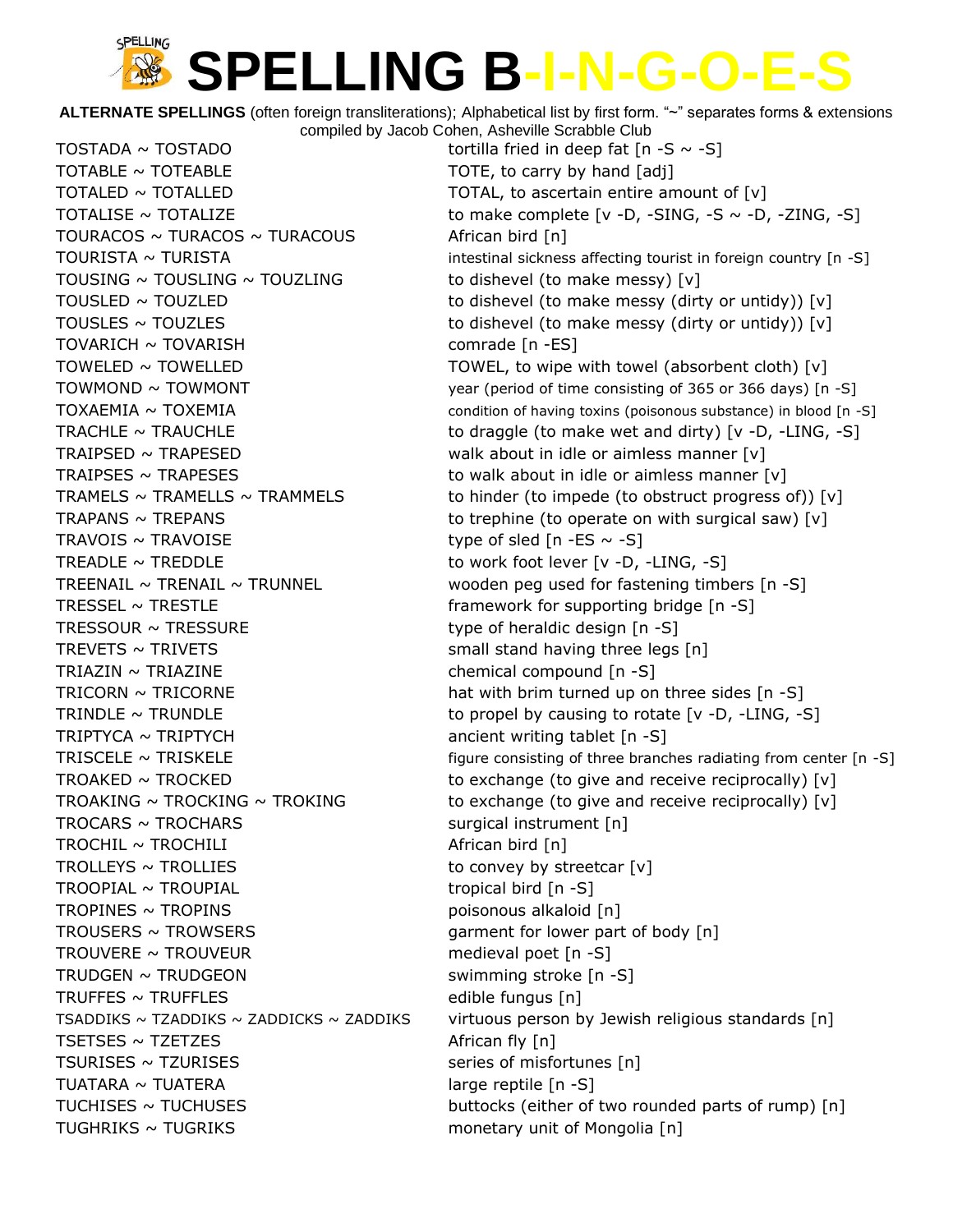# SPELLING B-I-N-G-O-E-S

**ALTERNATE SPELLINGS** (often foreign transliterations); Alphabetical list by first form. "~" separates forms & extensions
compiled by Jacob Cohen, Asheville Scrabble Club

| | |
|---|---|
| TOSTADA ~ TOSTADO | tortilla fried in deep fat [n -S ~ -S] |
| TOTABLE ~ TOTEABLE | TOTE, to carry by hand [adj] |
| TOTALED ~ TOTALLED | TOTAL, to ascertain entire amount of [v] |
| TOTALISE ~ TOTALIZE | to make complete [v -D, -SING, -S ~ -D, -ZING, -S] |
| TOURACOS ~ TURACOS ~ TURACOUS | African bird [n] |
| TOURISTA ~ TURISTA | intestinal sickness affecting tourist in foreign country [n -S] |
| TOUSING ~ TOUSLING ~ TOUZLING | to dishevel (to make messy) [v] |
| TOUSLED ~ TOUZLED | to dishevel (to make messy (dirty or untidy)) [v] |
| TOUSLES ~ TOUZLES | to dishevel (to make messy (dirty or untidy)) [v] |
| TOVARICH ~ TOVARISH | comrade [n -ES] |
| TOWELED ~ TOWELLED | TOWEL, to wipe with towel (absorbent cloth) [v] |
| TOWMOND ~ TOWMONT | year (period of time consisting of 365 or 366 days) [n -S] |
| TOXAEMIA ~ TOXEMIA | condition of having toxins (poisonous substance) in blood [n -S] |
| TRACHLE ~ TRAUCHLE | to draggle (to make wet and dirty) [v -D, -LING, -S] |
| TRAIPSED ~ TRAPESED | walk about in idle or aimless manner [v] |
| TRAIPSES ~ TRAPESES | to walk about in idle or aimless manner [v] |
| TRAMELS ~ TRAMELLS ~ TRAMMELS | to hinder (to impede (to obstruct progress of)) [v] |
| TRAPANS ~ TREPANS | to trephine (to operate on with surgical saw) [v] |
| TRAVOIS ~ TRAVOISE | type of sled [n -ES ~ -S] |
| TREADLE ~ TREDDLE | to work foot lever [v -D, -LING, -S] |
| TREENAIL ~ TRENAIL ~ TRUNNEL | wooden peg used for fastening timbers [n -S] |
| TRESSEL ~ TRESTLE | framework for supporting bridge [n -S] |
| TRESSOUR ~ TRESSURE | type of heraldic design [n -S] |
| TREVETS ~ TRIVETS | small stand having three legs [n] |
| TRIAZIN ~ TRIAZINE | chemical compound [n -S] |
| TRICORN ~ TRICORNE | hat with brim turned up on three sides [n -S] |
| TRINDLE ~ TRUNDLE | to propel by causing to rotate [v -D, -LING, -S] |
| TRIPTYCA ~ TRIPTYCH | ancient writing tablet [n -S] |
| TRISCELE ~ TRISKELE | figure consisting of three branches radiating from center [n -S] |
| TROAKED ~ TROCKED | to exchange (to give and receive reciprocally) [v] |
| TROAKING ~ TROCKING ~ TROKING | to exchange (to give and receive reciprocally) [v] |
| TROCARS ~ TROCHARS | surgical instrument [n] |
| TROCHIL ~ TROCHILI | African bird [n] |
| TROLLEYS ~ TROLLIES | to convey by streetcar [v] |
| TROOPIAL ~ TROUPIAL | tropical bird [n -S] |
| TROPINES ~ TROPINS | poisonous alkaloid [n] |
| TROUSERS ~ TROWSERS | garment for lower part of body [n] |
| TROUVERE ~ TROUVEUR | medieval poet [n -S] |
| TRUDGEN ~ TRUDGEON | swimming stroke [n -S] |
| TRUFFES ~ TRUFFLES | edible fungus [n] |
| TSADDIKS ~ TZADDIKS ~ ZADDICKS ~ ZADDIKS | virtuous person by Jewish religious standards [n] |
| TSETSES ~ TZETZES | African fly [n] |
| TSURISES ~ TZURISES | series of misfortunes [n] |
| TUATARA ~ TUATERA | large reptile [n -S] |
| TUCHISES ~ TUCHUSES | buttocks (either of two rounded parts of rump) [n] |
| TUGHRIKS ~ TUGRIKS | monetary unit of Mongolia [n] |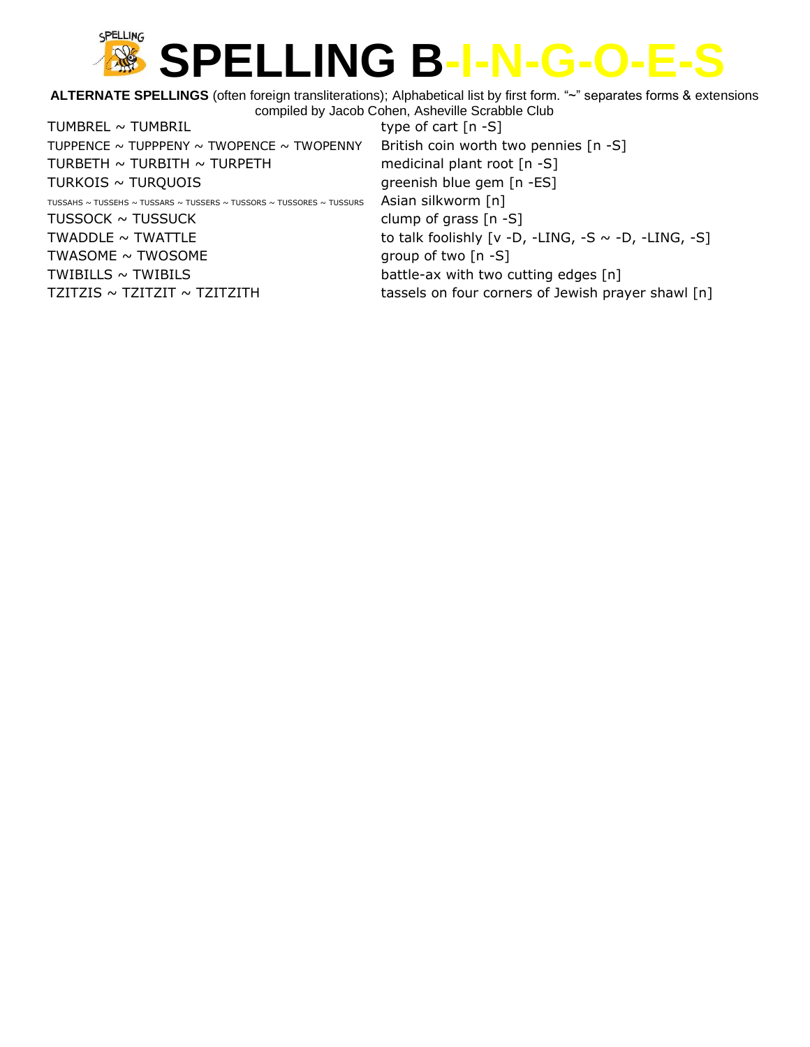# SPELLING B-I-N-G-O-E-S

**ALTERNATE SPELLINGS** (often foreign transliterations); Alphabetical list by first form. "~" separates forms & extensions
compiled by Jacob Cohen, Asheville Scrabble Club

| | |
|---|---|
| TUMBREL ~ TUMBRIL | type of cart [n -S] |
| TUPPENCE ~ TUPPPENY ~ TWOPENCE ~ TWOPENNY | British coin worth two pennies [n -S] |
| TURBETH ~ TURBITH ~ TURPETH | medicinal plant root [n -S] |
| TURKOIS ~ TURQUOIS | greenish blue gem [n -ES] |
| TUSSAHS ~ TUSSEHS ~ TUSSARS ~ TUSSERS ~ TUSSORS ~ TUSSORES ~ TUSSURS | Asian silkworm [n] |
| TUSSOCK ~ TUSSUCK | clump of grass [n -S] |
| TWADDLE ~ TWATTLE | to talk foolishly [v -D, -LING, -S ~ -D, -LING, -S] |
| TWASOME ~ TWOSOME | group of two [n -S] |
| TWIBILLS ~ TWIBILS | battle-ax with two cutting edges [n] |
| TZITZIS ~ TZITZIT ~ TZITZITH | tassels on four corners of Jewish prayer shawl [n] |